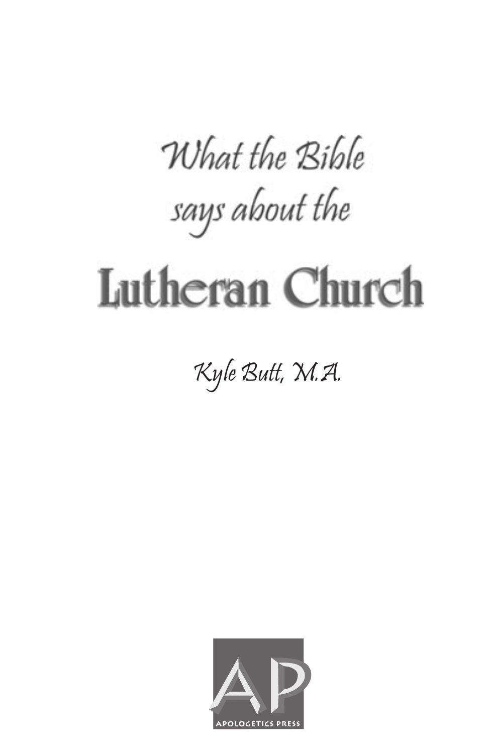# What the Bible says about the Lutheran Church

*Kyle Butt, M.A.*

AP

APOLOGETICS PRESS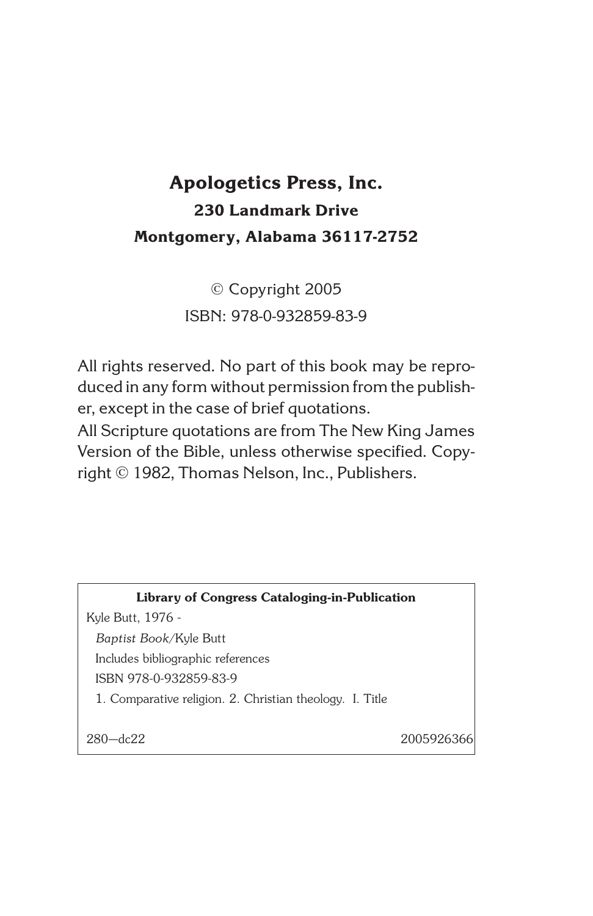**Apologetics Press, Inc.**

**230 Landmark Drive**

**Montgomery, Alabama 36117-2752**

© Copyright 2005

ISBN: 978-0-932859-83-9

All rights reserved. No part of this book may be reproduced in any form without permission from the publisher, except in the case of brief quotations.

All Scripture quotations are from The New King James Version of the Bible, unless otherwise specified. Copyright © 1982, Thomas Nelson, Inc., Publishers.

**Library of Congress Cataloging-in-Publication**

Kyle Butt, 1976 -

*Baptist Book*/Kyle Butt

Includes bibliographic references

ISBN 978-0-932859-83-9

1. Comparative religion. 2. Christian theology. I. Title

280—dc22 2005926366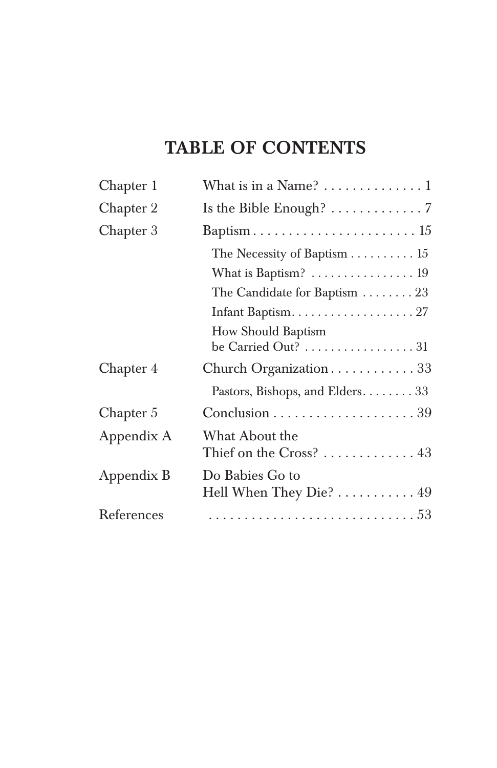# TABLE OF CONTENTS

| | | |
|---|---|---|
| Chapter 1 | What is in a Name? | 1 |
| Chapter 2 | Is the Bible Enough? | 7 |
| Chapter 3 | Baptism | 15 |
| | The Necessity of Baptism | 15 |
| | What is Baptism? | 19 |
| | The Candidate for Baptism | 23 |
| | Infant Baptism | 27 |
| | How Should Baptism be Carried Out? | 31 |
| Chapter 4 | Church Organization | 33 |
| | Pastors, Bishops, and Elders | 33 |
| Chapter 5 | Conclusion | 39 |
| Appendix A | What About the Thief on the Cross? | 43 |
| Appendix B | Do Babies Go to Hell When They Die? | 49 |
| References | | 53 |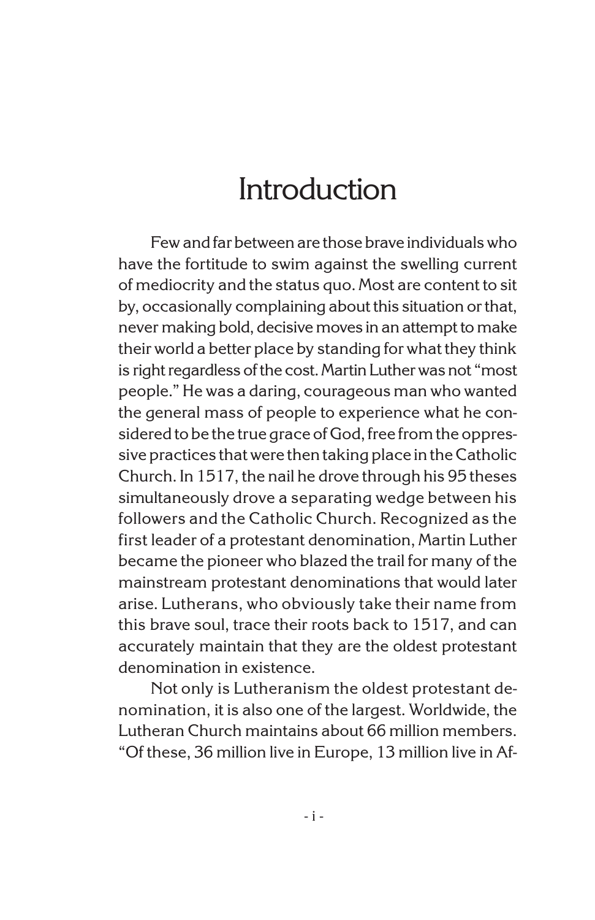# Introduction

Few and far between are those brave individuals who have the fortitude to swim against the swelling current of mediocrity and the status quo. Most are content to sit by, occasionally complaining about this situation or that, never making bold, decisive moves in an attempt to make their world a better place by standing for what they think is right regardless of the cost. Martin Luther was not "most people." He was a daring, courageous man who wanted the general mass of people to experience what he considered to be the true grace of God, free from the oppressive practices that were then taking place in the Catholic Church. In 1517, the nail he drove through his 95 theses simultaneously drove a separating wedge between his followers and the Catholic Church. Recognized as the first leader of a protestant denomination, Martin Luther became the pioneer who blazed the trail for many of the mainstream protestant denominations that would later arise. Lutherans, who obviously take their name from this brave soul, trace their roots back to 1517, and can accurately maintain that they are the oldest protestant denomination in existence.

Not only is Lutheranism the oldest protestant denomination, it is also one of the largest. Worldwide, the Lutheran Church maintains about 66 million members. "Of these, 36 million live in Europe, 13 million live in Af-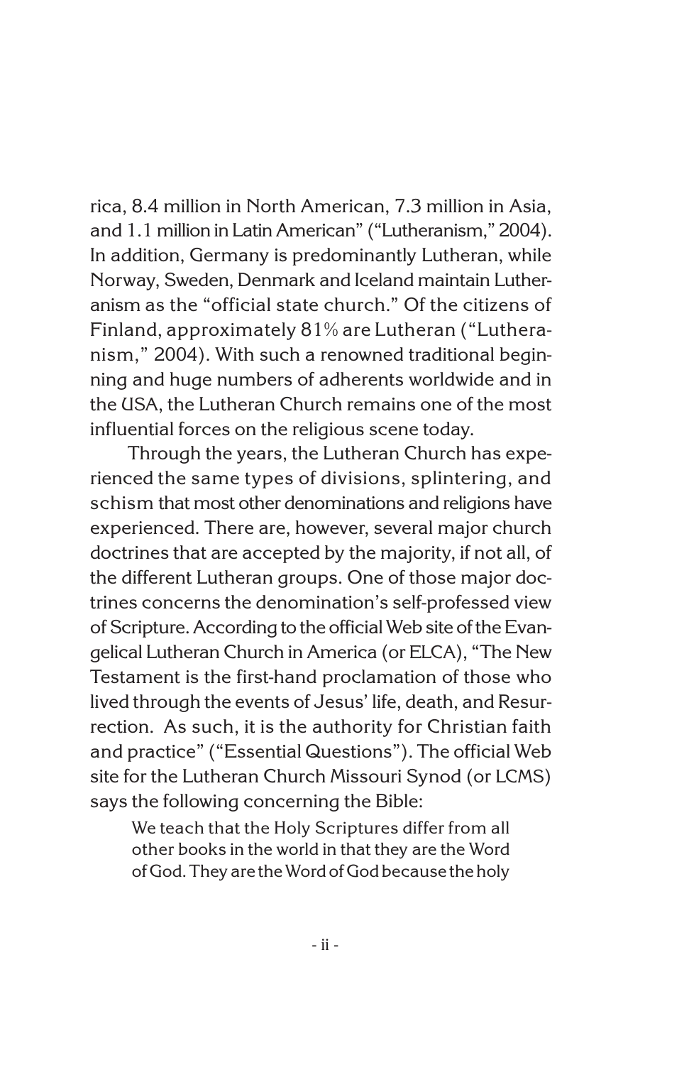rica, 8.4 million in North American, 7.3 million in Asia, and 1.1 million in Latin American" ("Lutheranism," 2004). In addition, Germany is predominantly Lutheran, while Norway, Sweden, Denmark and Iceland maintain Lutheranism as the "official state church." Of the citizens of Finland, approximately 81% are Lutheran ("Lutheranism," 2004). With such a renowned traditional beginning and huge numbers of adherents worldwide and in the USA, the Lutheran Church remains one of the most influential forces on the religious scene today.

Through the years, the Lutheran Church has experienced the same types of divisions, splintering, and schism that most other denominations and religions have experienced. There are, however, several major church doctrines that are accepted by the majority, if not all, of the different Lutheran groups. One of those major doctrines concerns the denomination's self-professed view of Scripture. According to the official Web site of the Evangelical Lutheran Church in America (or ELCA), "The New Testament is the first-hand proclamation of those who lived through the events of Jesus' life, death, and Resurrection. As such, it is the authority for Christian faith and practice" ("Essential Questions"). The official Web site for the Lutheran Church Missouri Synod (or LCMS) says the following concerning the Bible:

> We teach that the Holy Scriptures differ from all other books in the world in that they are the Word of God. They are the Word of God because the holy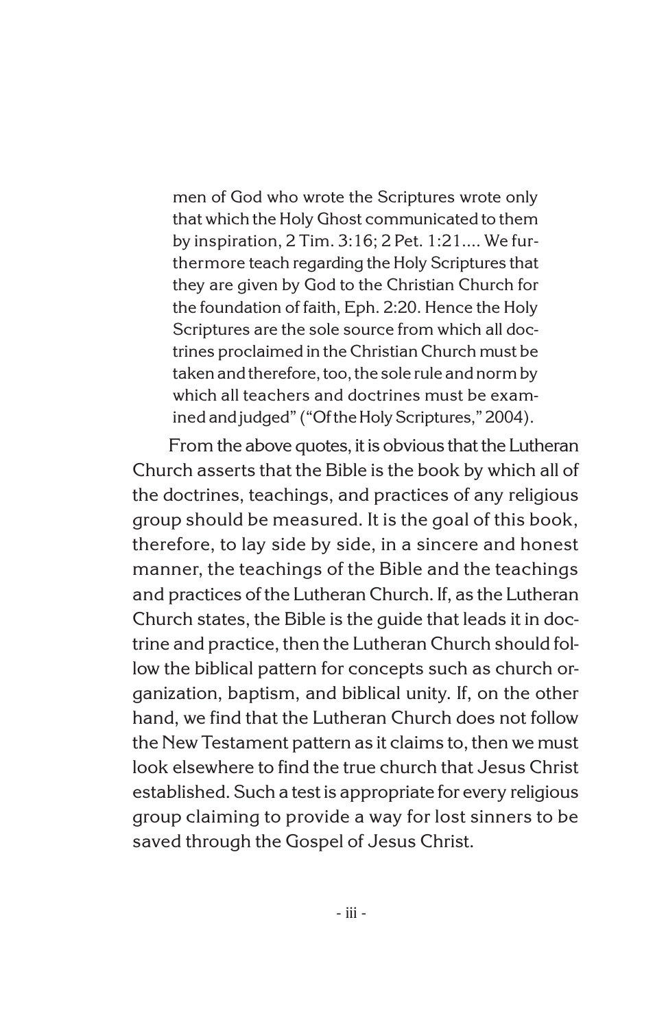> men of God who wrote the Scriptures wrote only that which the Holy Ghost communicated to them by inspiration, 2 Tim. 3:16; 2 Pet. 1:21.... We furthermore teach regarding the Holy Scriptures that they are given by God to the Christian Church for the foundation of faith, Eph. 2:20. Hence the Holy Scriptures are the sole source from which all doctrines proclaimed in the Christian Church must be taken and therefore, too, the sole rule and norm by which all teachers and doctrines must be examined and judged" ("Of the Holy Scriptures," 2004).

From the above quotes, it is obvious that the Lutheran Church asserts that the Bible is the book by which all of the doctrines, teachings, and practices of any religious group should be measured. It is the goal of this book, therefore, to lay side by side, in a sincere and honest manner, the teachings of the Bible and the teachings and practices of the Lutheran Church. If, as the Lutheran Church states, the Bible is the guide that leads it in doctrine and practice, then the Lutheran Church should follow the biblical pattern for concepts such as church organization, baptism, and biblical unity. If, on the other hand, we find that the Lutheran Church does not follow the New Testament pattern as it claims to, then we must look elsewhere to find the true church that Jesus Christ established. Such a test is appropriate for every religious group claiming to provide a way for lost sinners to be saved through the Gospel of Jesus Christ.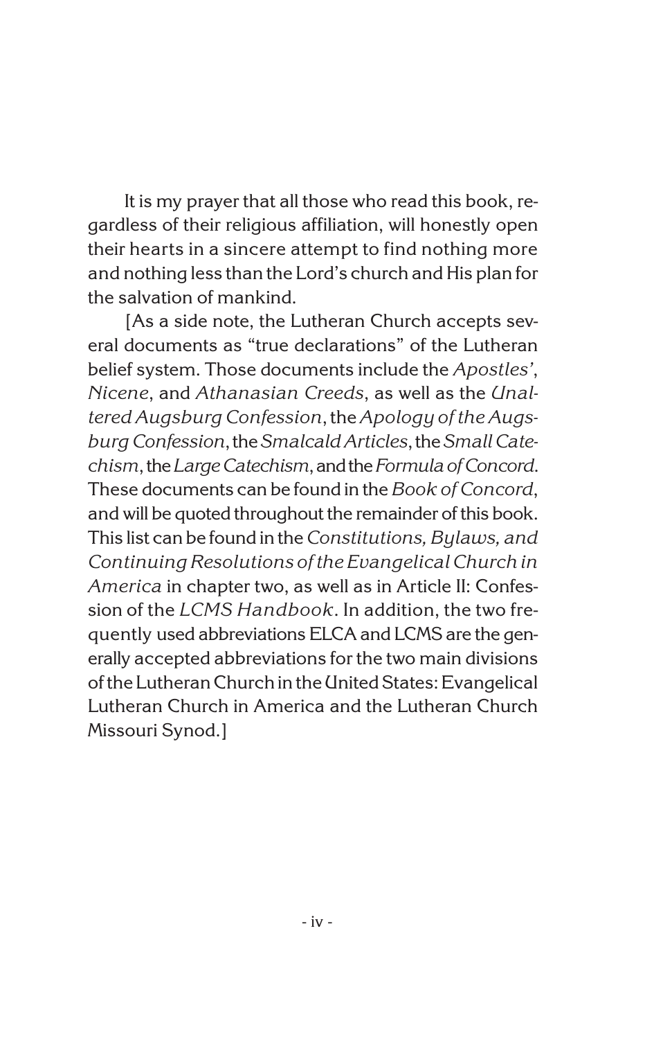It is my prayer that all those who read this book, regardless of their religious affiliation, will honestly open their hearts in a sincere attempt to find nothing more and nothing less than the Lord's church and His plan for the salvation of mankind.

[As a side note, the Lutheran Church accepts several documents as "true declarations" of the Lutheran belief system. Those documents include the *Apostles'*, *Nicene*, and *Athanasian Creeds*, as well as the *Unaltered Augsburg Confession*, the *Apology of the Augsburg Confession*, the *Smalcald Articles*, the *Small Catechism*, the *Large Catechism*, and the *Formula of Concord*. These documents can be found in the *Book of Concord*, and will be quoted throughout the remainder of this book. This list can be found in the *Constitutions, Bylaws, and Continuing Resolutions of the Evangelical Church in America* in chapter two, as well as in Article II: Confession of the *LCMS Handbook*. In addition, the two frequently used abbreviations ELCA and LCMS are the generally accepted abbreviations for the two main divisions of the Lutheran Church in the United States: Evangelical Lutheran Church in America and the Lutheran Church Missouri Synod.]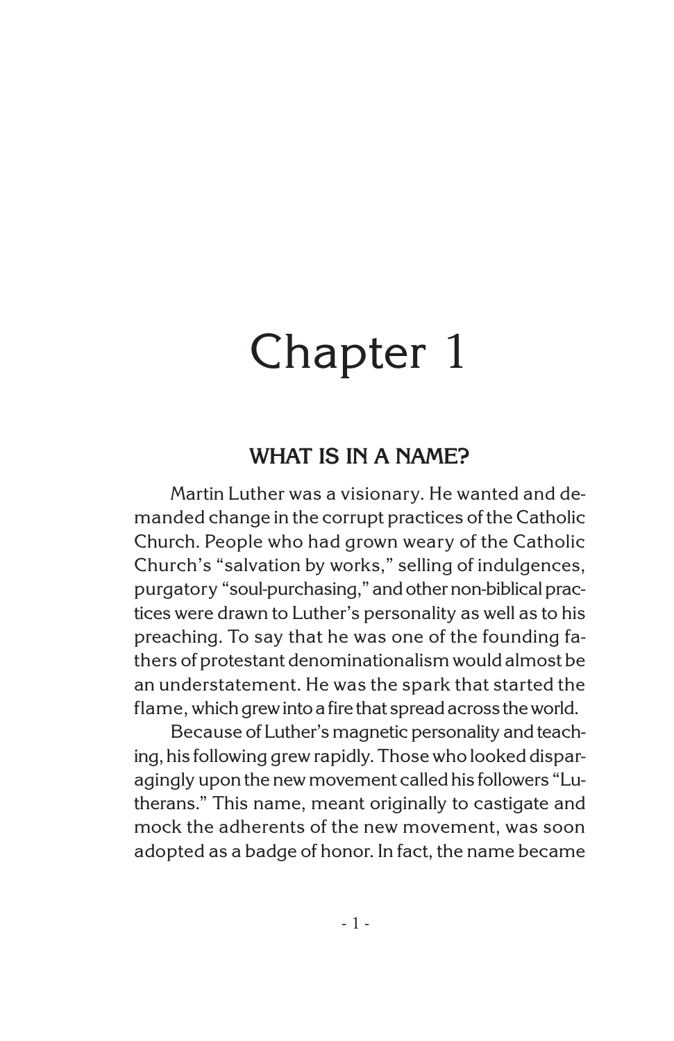# Chapter 1

## WHAT IS IN A NAME?

Martin Luther was a visionary. He wanted and demanded change in the corrupt practices of the Catholic Church. People who had grown weary of the Catholic Church's "salvation by works," selling of indulgences, purgatory "soul-purchasing," and other non-biblical practices were drawn to Luther's personality as well as to his preaching. To say that he was one of the founding fathers of protestant denominationalism would almost be an understatement. He was the spark that started the flame, which grew into a fire that spread across the world.

Because of Luther's magnetic personality and teaching, his following grew rapidly. Those who looked disparagingly upon the new movement called his followers "Lutherans." This name, meant originally to castigate and mock the adherents of the new movement, was soon adopted as a badge of honor. In fact, the name became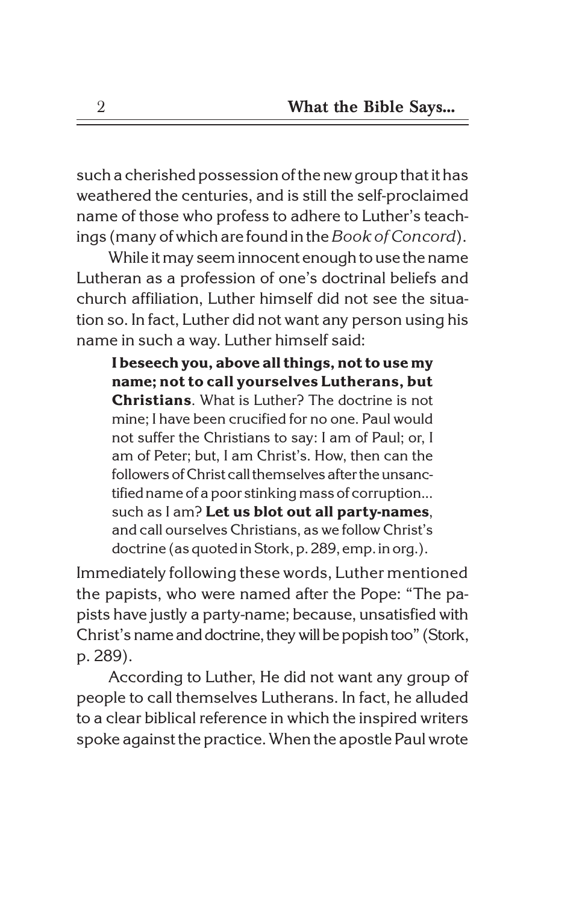such a cherished possession of the new group that it has weathered the centuries, and is still the self-proclaimed name of those who profess to adhere to Luther's teachings (many of which are found in the *Book of Concord*).

While it may seem innocent enough to use the name Lutheran as a profession of one's doctrinal beliefs and church affiliation, Luther himself did not see the situation so. In fact, Luther did not want any person using his name in such a way. Luther himself said:

> **I beseech you, above all things, not to use my name; not to call yourselves Lutherans, but Christians**. What is Luther? The doctrine is not mine; I have been crucified for no one. Paul would not suffer the Christians to say: I am of Paul; or, I am of Peter; but, I am Christ's. How, then can the followers of Christ call themselves after the unsanctified name of a poor stinking mass of corruption... such as I am? **Let us blot out all party-names**, and call ourselves Christians, as we follow Christ's doctrine (as quoted in Stork, p. 289, emp. in org.).

Immediately following these words, Luther mentioned the papists, who were named after the Pope: "The papists have justly a party-name; because, unsatisfied with Christ's name and doctrine, they will be popish too" (Stork, p. 289).

According to Luther, He did not want any group of people to call themselves Lutherans. In fact, he alluded to a clear biblical reference in which the inspired writers spoke against the practice. When the apostle Paul wrote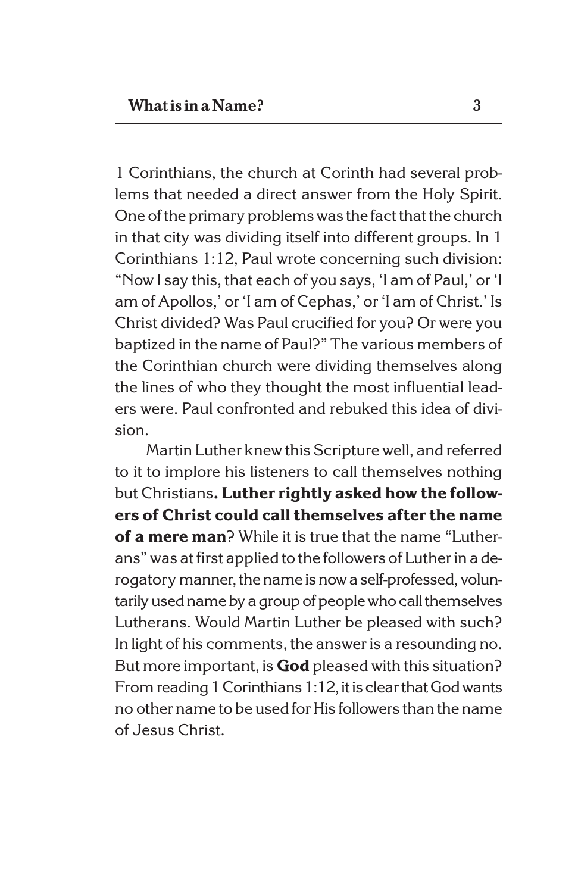1 Corinthians, the church at Corinth had several problems that needed a direct answer from the Holy Spirit. One of the primary problems was the fact that the church in that city was dividing itself into different groups. In 1 Corinthians 1:12, Paul wrote concerning such division: "Now I say this, that each of you says, 'I am of Paul,' or 'I am of Apollos,' or 'I am of Cephas,' or 'I am of Christ.' Is Christ divided? Was Paul crucified for you? Or were you baptized in the name of Paul?" The various members of the Corinthian church were dividing themselves along the lines of who they thought the most influential leaders were. Paul confronted and rebuked this idea of division.

Martin Luther knew this Scripture well, and referred to it to implore his listeners to call themselves nothing but Christians**. Luther rightly asked how the followers of Christ could call themselves after the name of a mere man**? While it is true that the name "Lutherans" was at first applied to the followers of Luther in a derogatory manner, the name is now a self-professed, voluntarily used name by a group of people who call themselves Lutherans. Would Martin Luther be pleased with such? In light of his comments, the answer is a resounding no. But more important, is **God** pleased with this situation? From reading 1 Corinthians 1:12, it is clear that God wants no other name to be used for His followers than the name of Jesus Christ.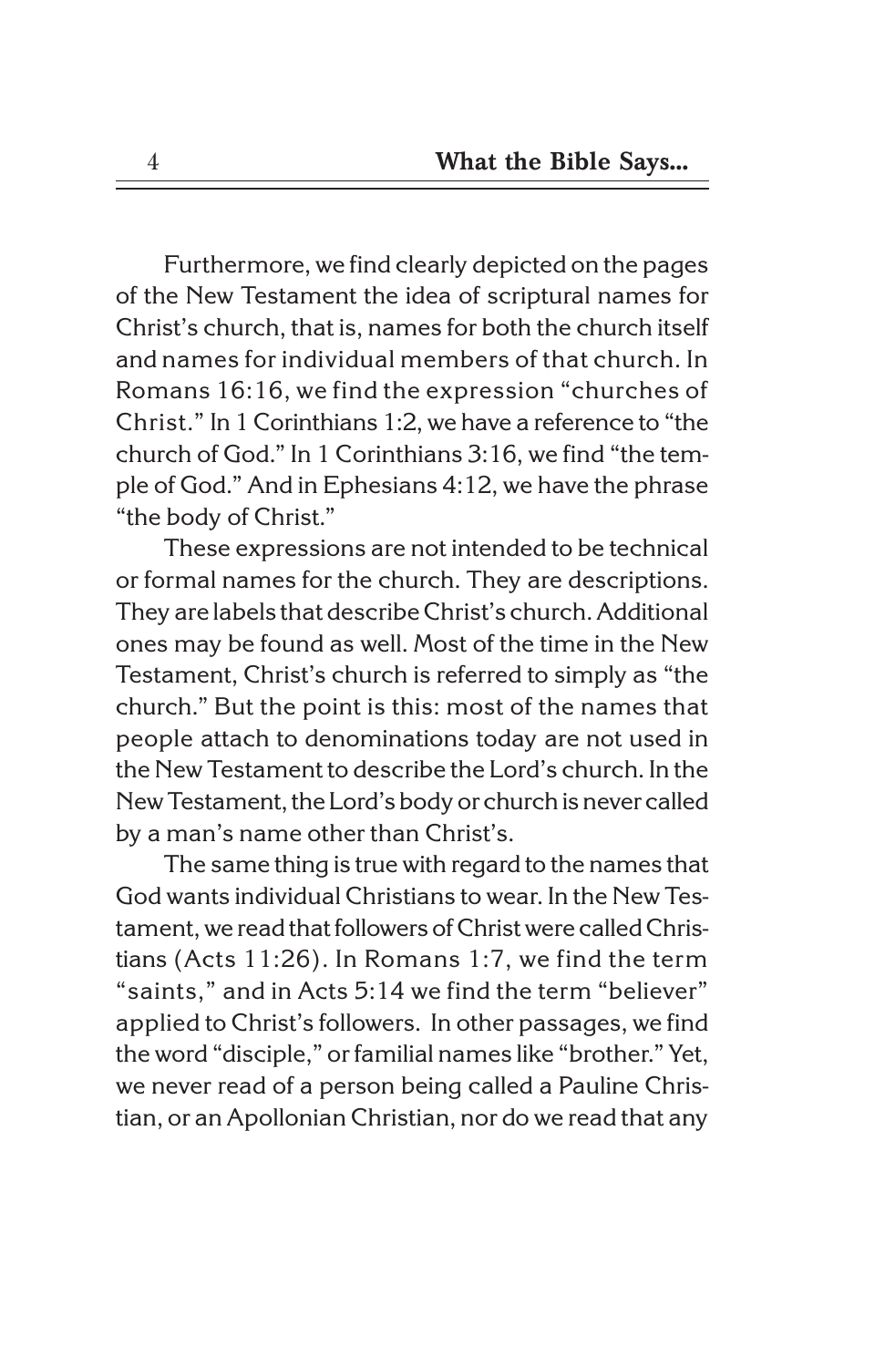Furthermore, we find clearly depicted on the pages of the New Testament the idea of scriptural names for Christ's church, that is, names for both the church itself and names for individual members of that church. In Romans 16:16, we find the expression "churches of Christ." In 1 Corinthians 1:2, we have a reference to "the church of God." In 1 Corinthians 3:16, we find "the temple of God." And in Ephesians 4:12, we have the phrase "the body of Christ."

These expressions are not intended to be technical or formal names for the church. They are descriptions. They are labels that describe Christ's church. Additional ones may be found as well. Most of the time in the New Testament, Christ's church is referred to simply as "the church." But the point is this: most of the names that people attach to denominations today are not used in the New Testament to describe the Lord's church. In the New Testament, the Lord's body or church is never called by a man's name other than Christ's.

The same thing is true with regard to the names that God wants individual Christians to wear. In the New Testament, we read that followers of Christ were called Christians (Acts 11:26). In Romans 1:7, we find the term "saints," and in Acts 5:14 we find the term "believer" applied to Christ's followers. In other passages, we find the word "disciple," or familial names like "brother." Yet, we never read of a person being called a Pauline Christian, or an Apollonian Christian, nor do we read that any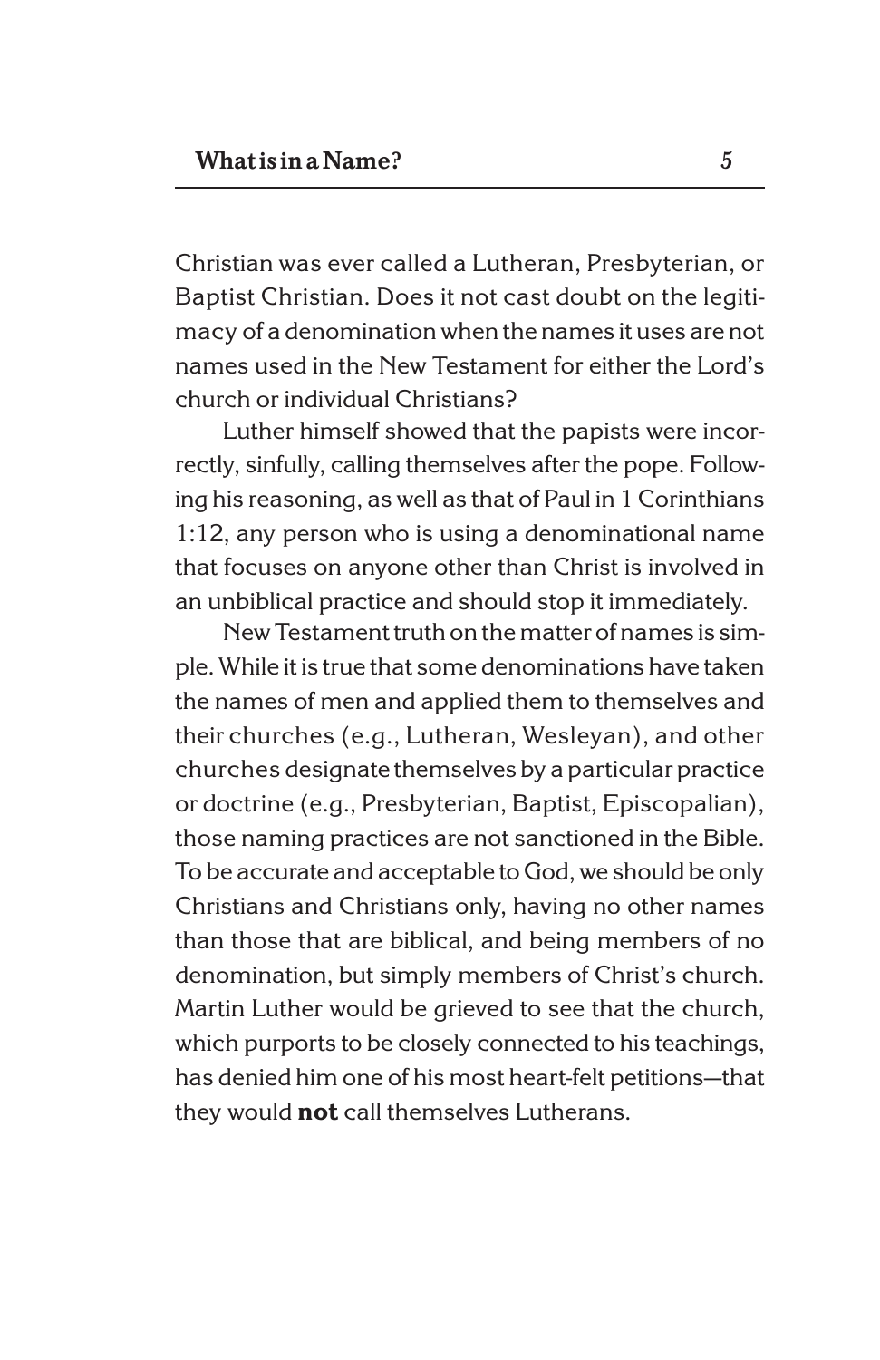Christian was ever called a Lutheran, Presbyterian, or Baptist Christian. Does it not cast doubt on the legitimacy of a denomination when the names it uses are not names used in the New Testament for either the Lord's church or individual Christians?

Luther himself showed that the papists were incorrectly, sinfully, calling themselves after the pope. Following his reasoning, as well as that of Paul in 1 Corinthians 1:12, any person who is using a denominational name that focuses on anyone other than Christ is involved in an unbiblical practice and should stop it immediately.

New Testament truth on the matter of names is simple. While it is true that some denominations have taken the names of men and applied them to themselves and their churches (e.g., Lutheran, Wesleyan), and other churches designate themselves by a particular practice or doctrine (e.g., Presbyterian, Baptist, Episcopalian), those naming practices are not sanctioned in the Bible. To be accurate and acceptable to God, we should be only Christians and Christians only, having no other names than those that are biblical, and being members of no denomination, but simply members of Christ's church. Martin Luther would be grieved to see that the church, which purports to be closely connected to his teachings, has denied him one of his most heart-felt petitions—that they would **not** call themselves Lutherans.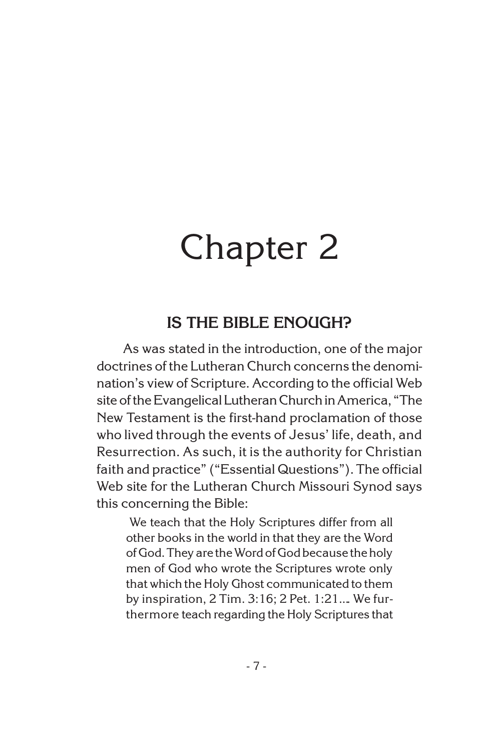# Chapter 2

## IS THE BIBLE ENOUGH?

As was stated in the introduction, one of the major doctrines of the Lutheran Church concerns the denomination's view of Scripture. According to the official Web site of the Evangelical Lutheran Church in America, "The New Testament is the first-hand proclamation of those who lived through the events of Jesus' life, death, and Resurrection. As such, it is the authority for Christian faith and practice" ("Essential Questions"). The official Web site for the Lutheran Church Missouri Synod says this concerning the Bible:

> We teach that the Holy Scriptures differ from all other books in the world in that they are the Word of God. They are the Word of God because the holy men of God who wrote the Scriptures wrote only that which the Holy Ghost communicated to them by inspiration, 2 Tim. 3:16; 2 Pet. 1:21.... We furthermore teach regarding the Holy Scriptures that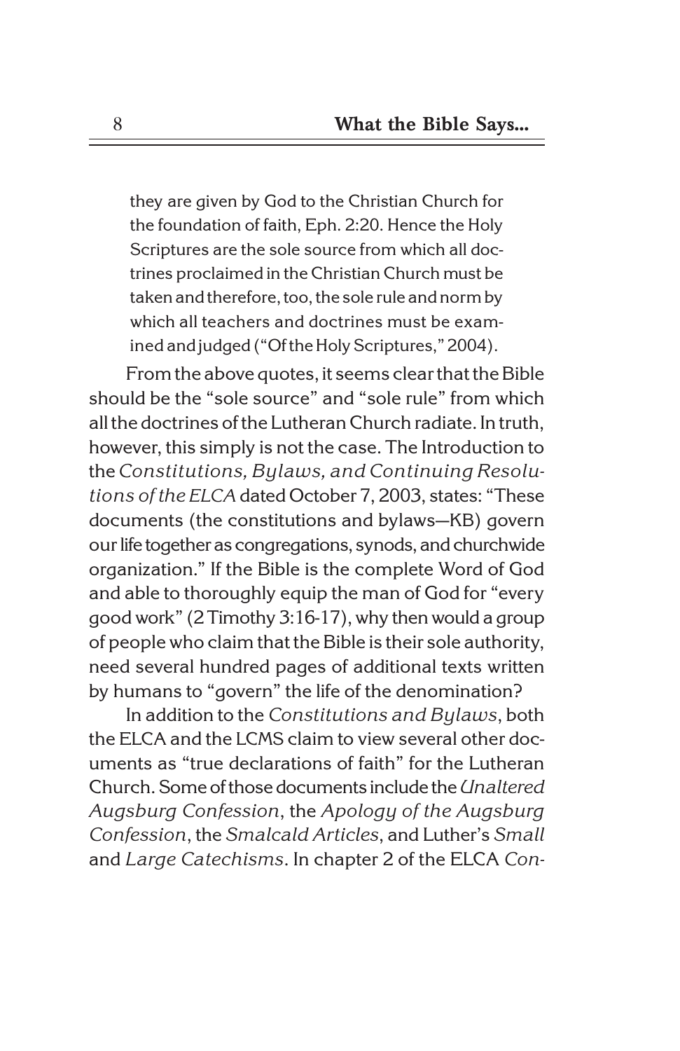> they are given by God to the Christian Church for the foundation of faith, Eph. 2:20. Hence the Holy Scriptures are the sole source from which all doctrines proclaimed in the Christian Church must be taken and therefore, too, the sole rule and norm by which all teachers and doctrines must be examined and judged ("Of the Holy Scriptures," 2004).

From the above quotes, it seems clear that the Bible should be the "sole source" and "sole rule" from which all the doctrines of the Lutheran Church radiate. In truth, however, this simply is not the case. The Introduction to the *Constitutions, Bylaws, and Continuing Resolutions of the ELCA* dated October 7, 2003, states: "These documents (the constitutions and bylaws—KB) govern our life together as congregations, synods, and churchwide organization." If the Bible is the complete Word of God and able to thoroughly equip the man of God for "every good work" (2 Timothy 3:16-17), why then would a group of people who claim that the Bible is their sole authority, need several hundred pages of additional texts written by humans to "govern" the life of the denomination?

In addition to the *Constitutions and Bylaws*, both the ELCA and the LCMS claim to view several other documents as "true declarations of faith" for the Lutheran Church. Some of those documents include the *Unaltered Augsburg Confession*, the *Apology of the Augsburg Confession*, the *Smalcald Articles*, and Luther's *Small* and *Large Catechisms*. In chapter 2 of the ELCA *Con-*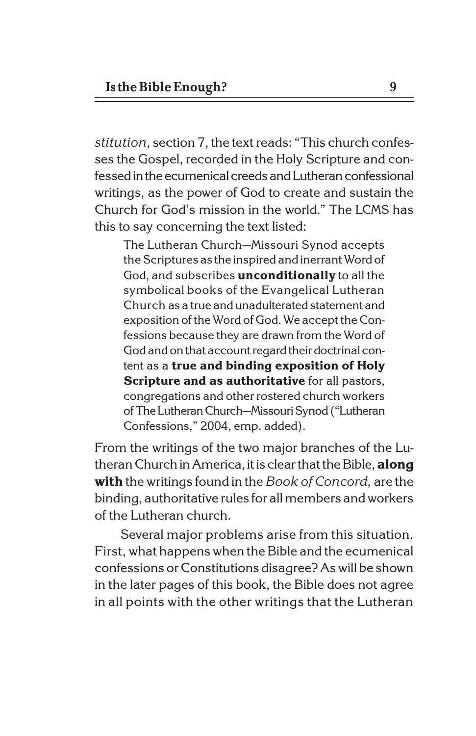*stitution*, section 7, the text reads: "This church confesses the Gospel, recorded in the Holy Scripture and confessed in the ecumenical creeds and Lutheran confessional writings, as the power of God to create and sustain the Church for God's mission in the world." The LCMS has this to say concerning the text listed:

> The Lutheran Church—Missouri Synod accepts the Scriptures as the inspired and inerrant Word of God, and subscribes **unconditionally** to all the symbolical books of the Evangelical Lutheran Church as a true and unadulterated statement and exposition of the Word of God. We accept the Confessions because they are drawn from the Word of God and on that account regard their doctrinal content as a **true and binding exposition of Holy Scripture and as authoritative** for all pastors, congregations and other rostered church workers of The Lutheran Church—Missouri Synod ("Lutheran Confessions," 2004, emp. added).

From the writings of the two major branches of the Lutheran Church in America, it is clear that the Bible, **along with** the writings found in the *Book of Concord,* are the binding, authoritative rules for all members and workers of the Lutheran church.

Several major problems arise from this situation. First, what happens when the Bible and the ecumenical confessions or Constitutions disagree? As will be shown in the later pages of this book, the Bible does not agree in all points with the other writings that the Lutheran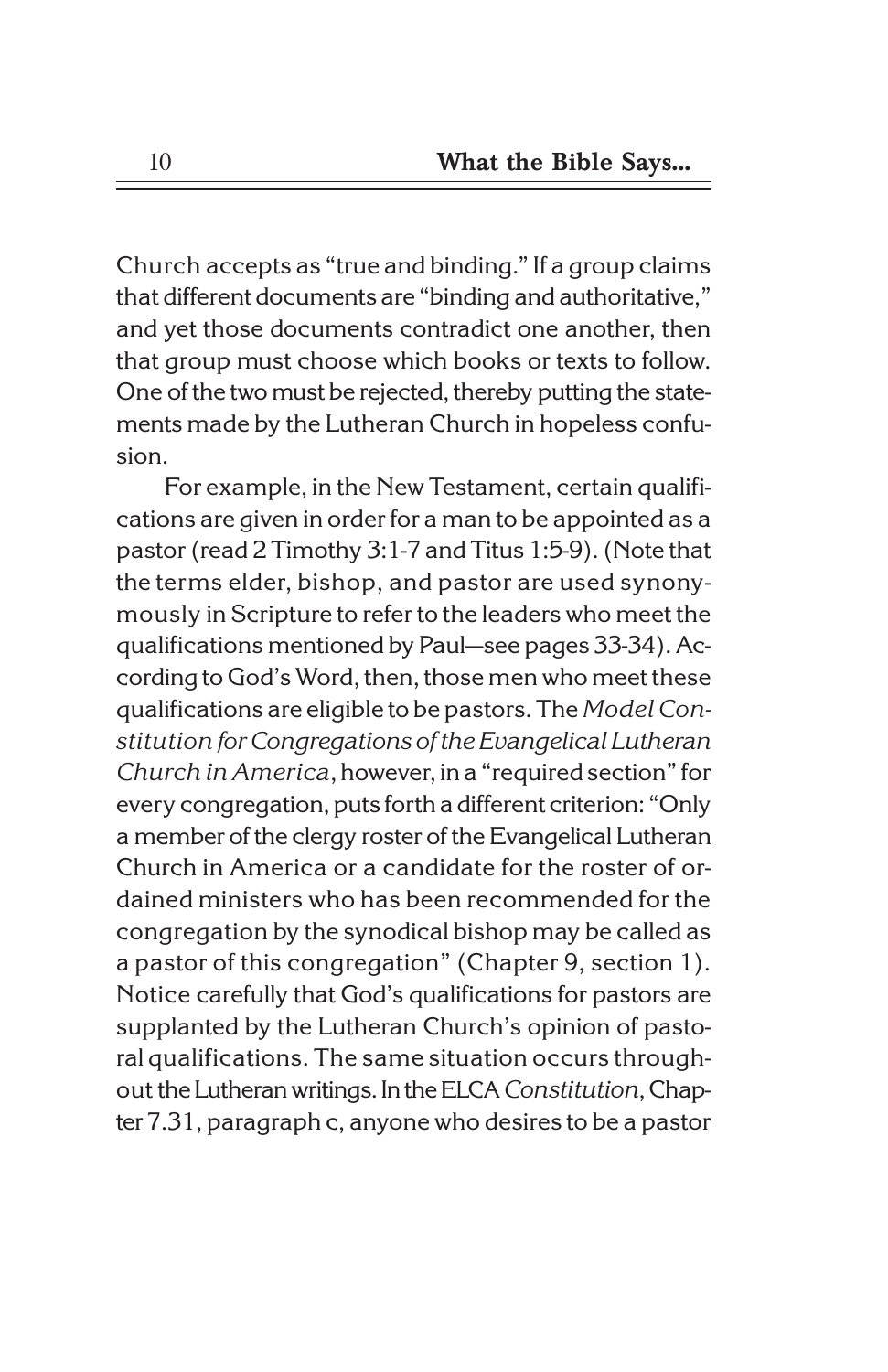Church accepts as "true and binding." If a group claims that different documents are "binding and authoritative," and yet those documents contradict one another, then that group must choose which books or texts to follow. One of the two must be rejected, thereby putting the statements made by the Lutheran Church in hopeless confusion.

For example, in the New Testament, certain qualifications are given in order for a man to be appointed as a pastor (read 2 Timothy 3:1-7 and Titus 1:5-9). (Note that the terms elder, bishop, and pastor are used synonymously in Scripture to refer to the leaders who meet the qualifications mentioned by Paul—see pages 33-34). According to God's Word, then, those men who meet these qualifications are eligible to be pastors. The *Model Constitution for Congregations of the Evangelical Lutheran Church in America*, however, in a "required section" for every congregation, puts forth a different criterion: "Only a member of the clergy roster of the Evangelical Lutheran Church in America or a candidate for the roster of ordained ministers who has been recommended for the congregation by the synodical bishop may be called as a pastor of this congregation" (Chapter 9, section 1). Notice carefully that God's qualifications for pastors are supplanted by the Lutheran Church's opinion of pastoral qualifications. The same situation occurs throughout the Lutheran writings. In the ELCA *Constitution*, Chapter 7.31, paragraph c, anyone who desires to be a pastor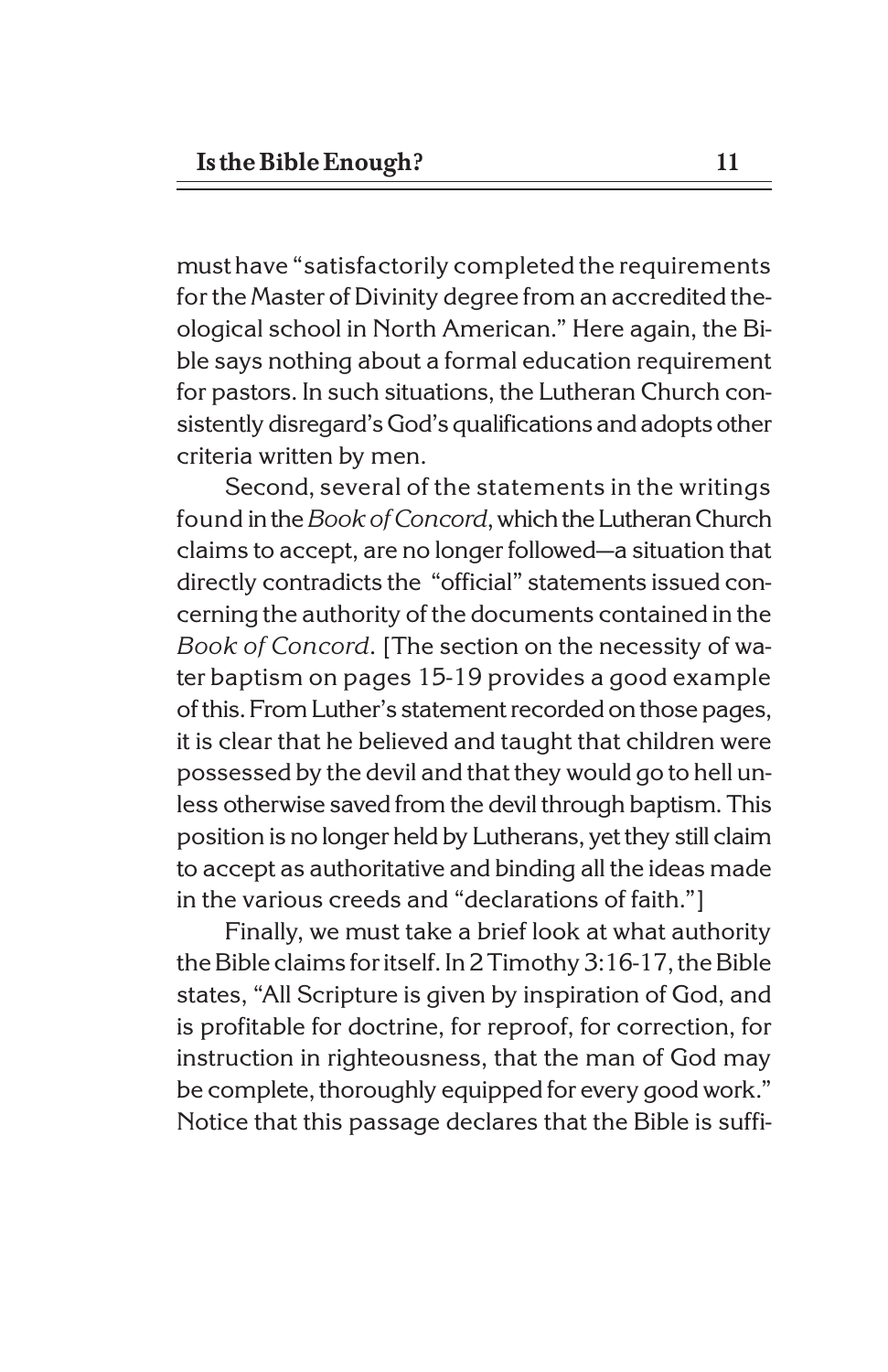must have "satisfactorily completed the requirements for the Master of Divinity degree from an accredited theological school in North American." Here again, the Bible says nothing about a formal education requirement for pastors. In such situations, the Lutheran Church consistently disregard's God's qualifications and adopts other criteria written by men.

Second, several of the statements in the writings found in the *Book of Concord*, which the Lutheran Church claims to accept, are no longer followed—a situation that directly contradicts the "official" statements issued concerning the authority of the documents contained in the *Book of Concord*. [The section on the necessity of water baptism on pages 15-19 provides a good example of this. From Luther's statement recorded on those pages, it is clear that he believed and taught that children were possessed by the devil and that they would go to hell unless otherwise saved from the devil through baptism. This position is no longer held by Lutherans, yet they still claim to accept as authoritative and binding all the ideas made in the various creeds and "declarations of faith."]

Finally, we must take a brief look at what authority the Bible claims for itself. In 2 Timothy 3:16-17, the Bible states, "All Scripture is given by inspiration of God, and is profitable for doctrine, for reproof, for correction, for instruction in righteousness, that the man of God may be complete, thoroughly equipped for every good work." Notice that this passage declares that the Bible is suffi-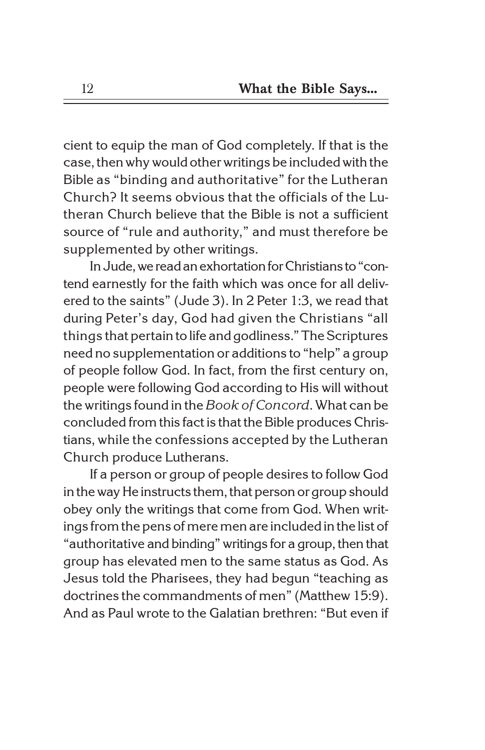cient to equip the man of God completely. If that is the case, then why would other writings be included with the Bible as "binding and authoritative" for the Lutheran Church? It seems obvious that the officials of the Lutheran Church believe that the Bible is not a sufficient source of "rule and authority," and must therefore be supplemented by other writings.

In Jude, we read an exhortation for Christians to "contend earnestly for the faith which was once for all delivered to the saints" (Jude 3). In 2 Peter 1:3, we read that during Peter's day, God had given the Christians "all things that pertain to life and godliness." The Scriptures need no supplementation or additions to "help" a group of people follow God. In fact, from the first century on, people were following God according to His will without the writings found in the *Book of Concord*. What can be concluded from this fact is that the Bible produces Christians, while the confessions accepted by the Lutheran Church produce Lutherans.

If a person or group of people desires to follow God in the way He instructs them, that person or group should obey only the writings that come from God. When writings from the pens of mere men are included in the list of "authoritative and binding" writings for a group, then that group has elevated men to the same status as God. As Jesus told the Pharisees, they had begun "teaching as doctrines the commandments of men" (Matthew 15:9). And as Paul wrote to the Galatian brethren: "But even if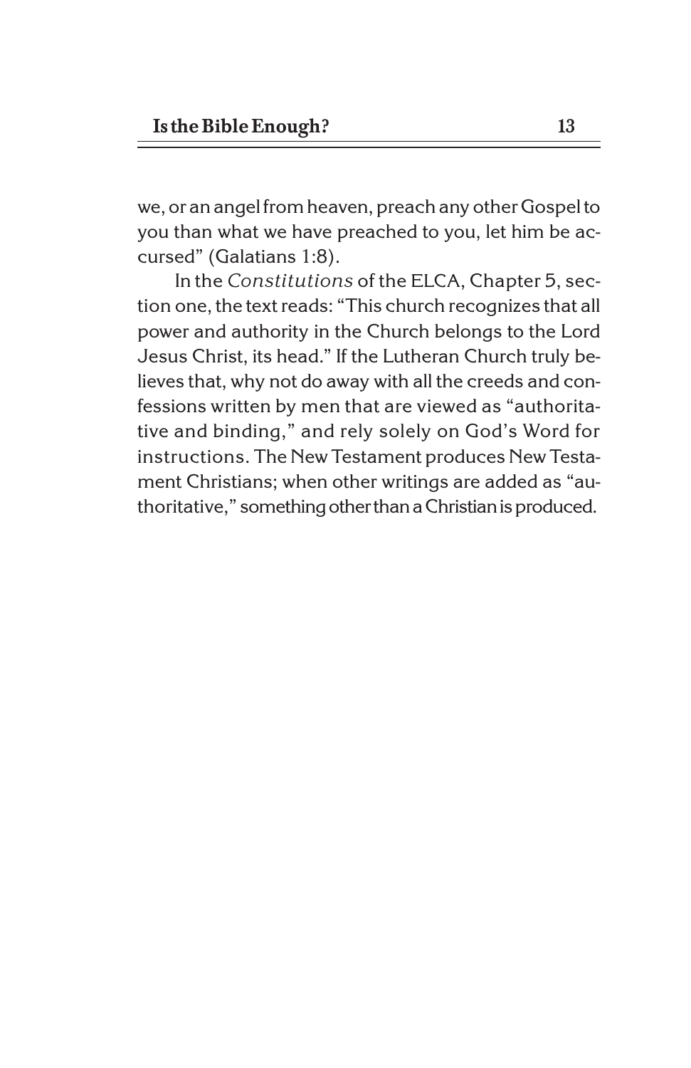we, or an angel from heaven, preach any other Gospel to you than what we have preached to you, let him be accursed" (Galatians 1:8).

In the *Constitutions* of the ELCA, Chapter 5, section one, the text reads: "This church recognizes that all power and authority in the Church belongs to the Lord Jesus Christ, its head." If the Lutheran Church truly believes that, why not do away with all the creeds and confessions written by men that are viewed as "authoritative and binding," and rely solely on God's Word for instructions. The New Testament produces New Testament Christians; when other writings are added as "authoritative," something other than a Christian is produced.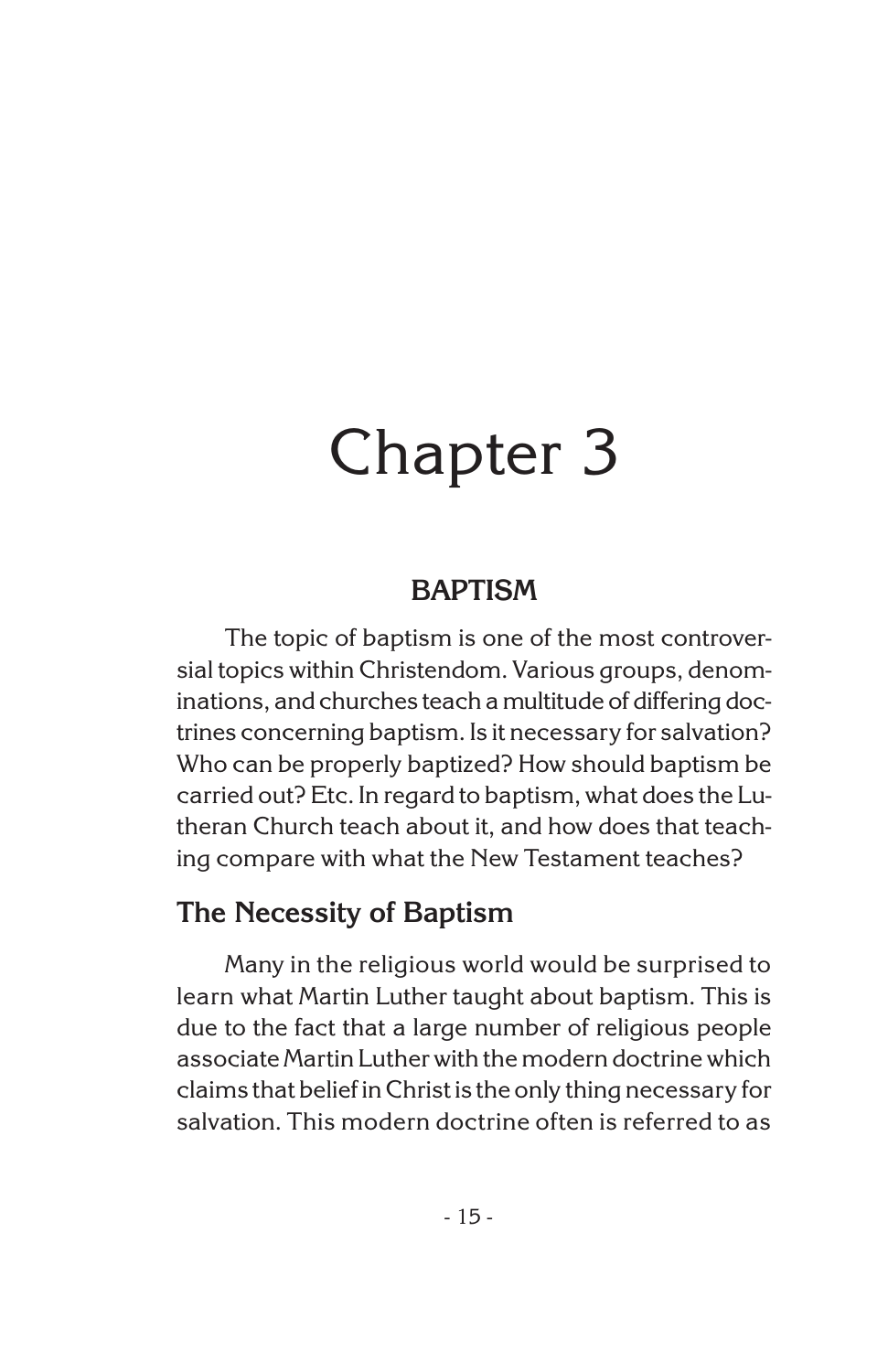# Chapter 3

## BAPTISM

The topic of baptism is one of the most controversial topics within Christendom. Various groups, denominations, and churches teach a multitude of differing doctrines concerning baptism. Is it necessary for salvation? Who can be properly baptized? How should baptism be carried out? Etc. In regard to baptism, what does the Lutheran Church teach about it, and how does that teaching compare with what the New Testament teaches?

### The Necessity of Baptism

Many in the religious world would be surprised to learn what Martin Luther taught about baptism. This is due to the fact that a large number of religious people associate Martin Luther with the modern doctrine which claims that belief in Christ is the only thing necessary for salvation. This modern doctrine often is referred to as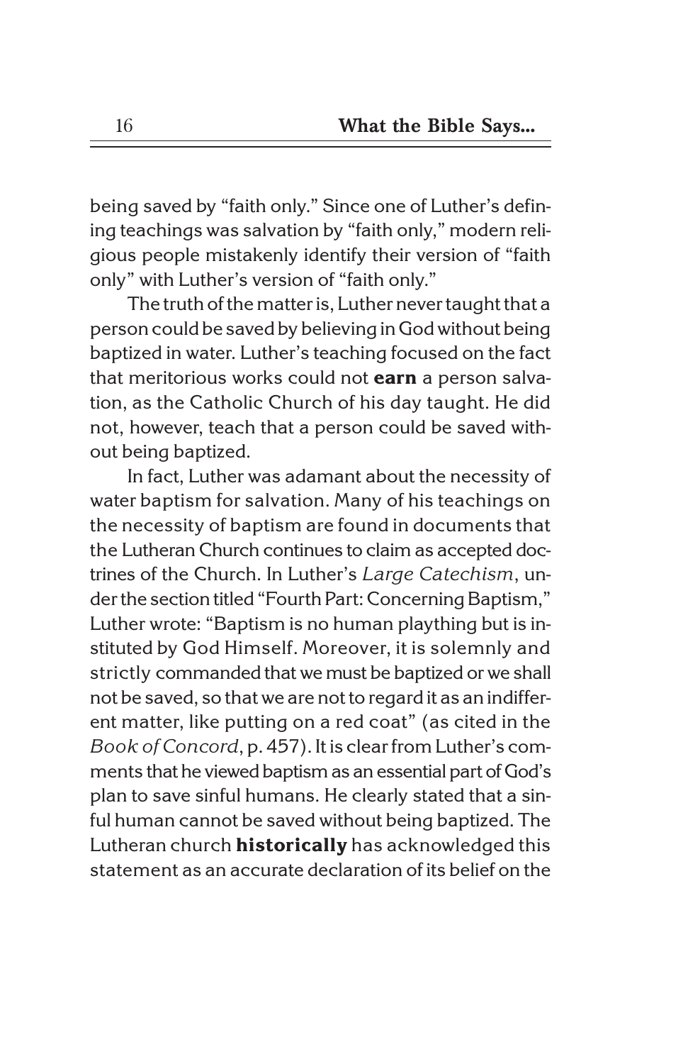being saved by "faith only." Since one of Luther's defining teachings was salvation by "faith only," modern religious people mistakenly identify their version of "faith only" with Luther's version of "faith only."

The truth of the matter is, Luther never taught that a person could be saved by believing in God without being baptized in water. Luther's teaching focused on the fact that meritorious works could not **earn** a person salvation, as the Catholic Church of his day taught. He did not, however, teach that a person could be saved without being baptized.

In fact, Luther was adamant about the necessity of water baptism for salvation. Many of his teachings on the necessity of baptism are found in documents that the Lutheran Church continues to claim as accepted doctrines of the Church. In Luther's *Large Catechism*, under the section titled "Fourth Part: Concerning Baptism," Luther wrote: "Baptism is no human plaything but is instituted by God Himself. Moreover, it is solemnly and strictly commanded that we must be baptized or we shall not be saved, so that we are not to regard it as an indifferent matter, like putting on a red coat" (as cited in the *Book of Concord*, p. 457). It is clear from Luther's comments that he viewed baptism as an essential part of God's plan to save sinful humans. He clearly stated that a sinful human cannot be saved without being baptized. The Lutheran church **historically** has acknowledged this statement as an accurate declaration of its belief on the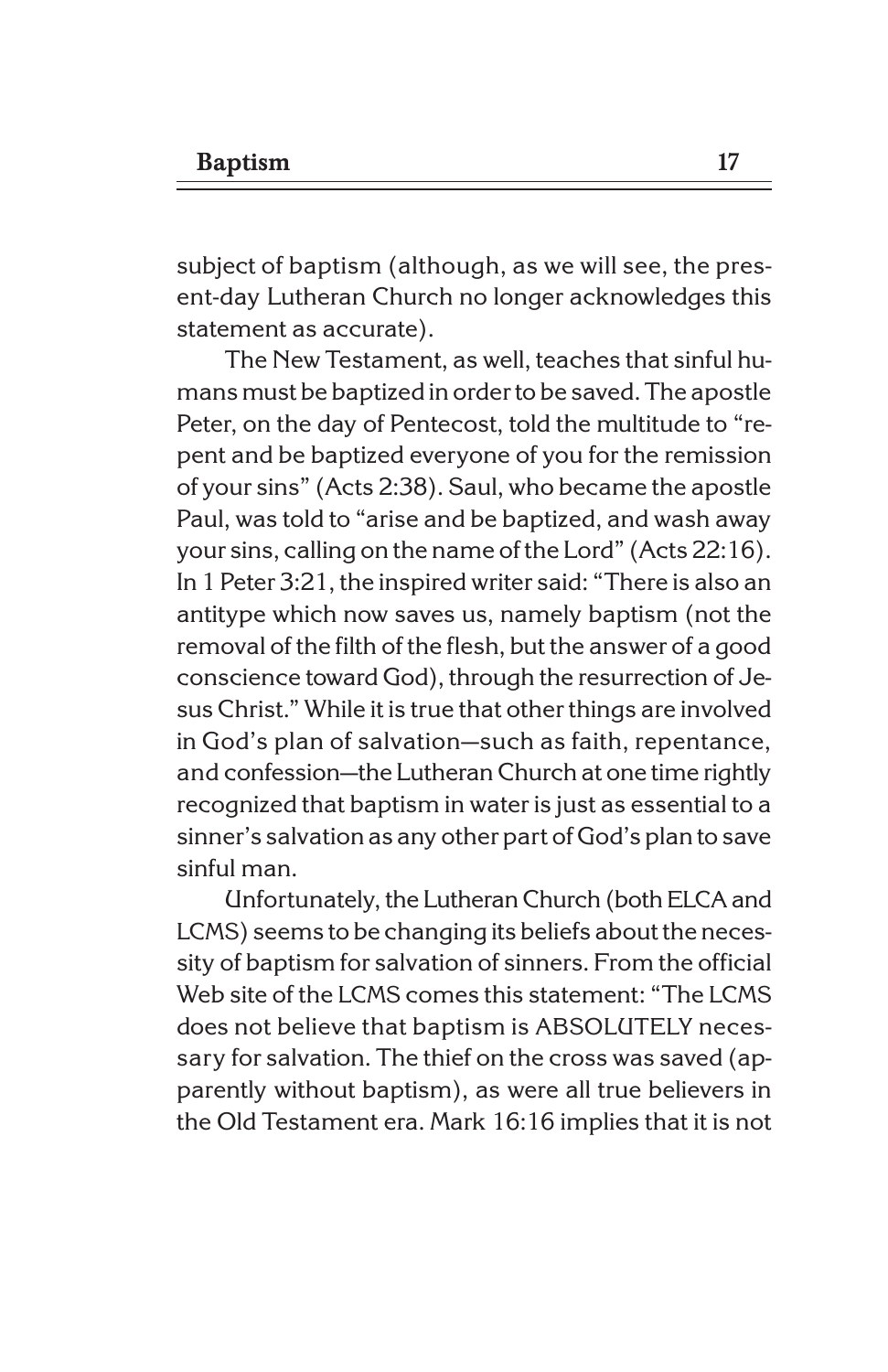subject of baptism (although, as we will see, the present-day Lutheran Church no longer acknowledges this statement as accurate).

The New Testament, as well, teaches that sinful humans must be baptized in order to be saved. The apostle Peter, on the day of Pentecost, told the multitude to "repent and be baptized everyone of you for the remission of your sins" (Acts 2:38). Saul, who became the apostle Paul, was told to "arise and be baptized, and wash away your sins, calling on the name of the Lord" (Acts 22:16). In 1 Peter 3:21, the inspired writer said: "There is also an antitype which now saves us, namely baptism (not the removal of the filth of the flesh, but the answer of a good conscience toward God), through the resurrection of Jesus Christ." While it is true that other things are involved in God's plan of salvation—such as faith, repentance, and confession—the Lutheran Church at one time rightly recognized that baptism in water is just as essential to a sinner's salvation as any other part of God's plan to save sinful man.

Unfortunately, the Lutheran Church (both ELCA and LCMS) seems to be changing its beliefs about the necessity of baptism for salvation of sinners. From the official Web site of the LCMS comes this statement: "The LCMS does not believe that baptism is ABSOLUTELY necessary for salvation. The thief on the cross was saved (apparently without baptism), as were all true believers in the Old Testament era. Mark 16:16 implies that it is not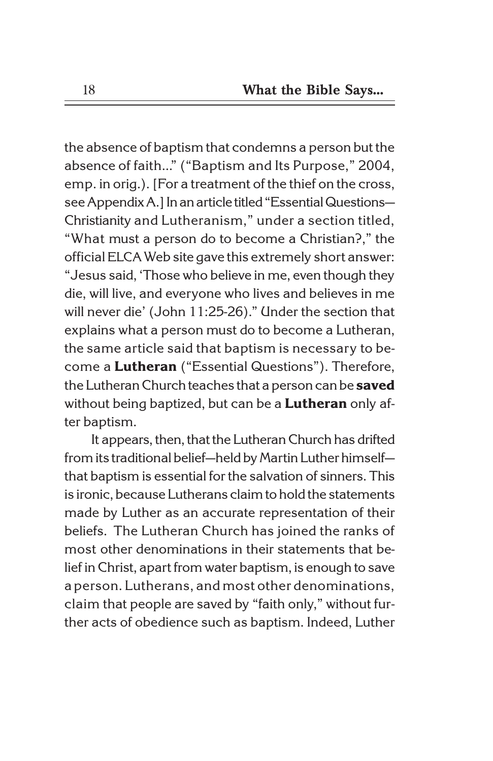the absence of baptism that condemns a person but the absence of faith..." ("Baptism and Its Purpose," 2004, emp. in orig.). [For a treatment of the thief on the cross, see Appendix A.] In an article titled "Essential Questions—Christianity and Lutheranism," under a section titled, "What must a person do to become a Christian?," the official ELCA Web site gave this extremely short answer: "Jesus said, 'Those who believe in me, even though they die, will live, and everyone who lives and believes in me will never die' (John 11:25-26)." Under the section that explains what a person must do to become a Lutheran, the same article said that baptism is necessary to become a **Lutheran** ("Essential Questions"). Therefore, the Lutheran Church teaches that a person can be **saved** without being baptized, but can be a **Lutheran** only after baptism.

It appears, then, that the Lutheran Church has drifted from its traditional belief—held by Martin Luther himself—that baptism is essential for the salvation of sinners. This is ironic, because Lutherans claim to hold the statements made by Luther as an accurate representation of their beliefs. The Lutheran Church has joined the ranks of most other denominations in their statements that belief in Christ, apart from water baptism, is enough to save a person. Lutherans, and most other denominations, claim that people are saved by "faith only," without further acts of obedience such as baptism. Indeed, Luther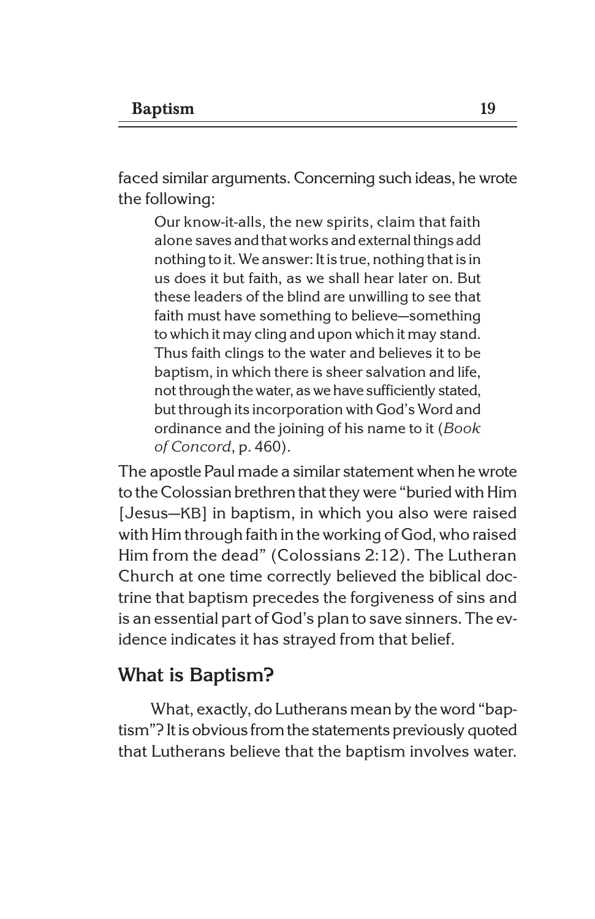faced similar arguments. Concerning such ideas, he wrote the following:

> Our know-it-alls, the new spirits, claim that faith alone saves and that works and external things add nothing to it. We answer: It is true, nothing that is in us does it but faith, as we shall hear later on. But these leaders of the blind are unwilling to see that faith must have something to believe—something to which it may cling and upon which it may stand. Thus faith clings to the water and believes it to be baptism, in which there is sheer salvation and life, not through the water, as we have sufficiently stated, but through its incorporation with God's Word and ordinance and the joining of his name to it (*Book of Concord*, p. 460).

The apostle Paul made a similar statement when he wrote to the Colossian brethren that they were "buried with Him [Jesus—KB] in baptism, in which you also were raised with Him through faith in the working of God, who raised Him from the dead" (Colossians 2:12). The Lutheran Church at one time correctly believed the biblical doctrine that baptism precedes the forgiveness of sins and is an essential part of God's plan to save sinners. The evidence indicates it has strayed from that belief.

## What is Baptism?

What, exactly, do Lutherans mean by the word "baptism"? It is obvious from the statements previously quoted that Lutherans believe that the baptism involves water.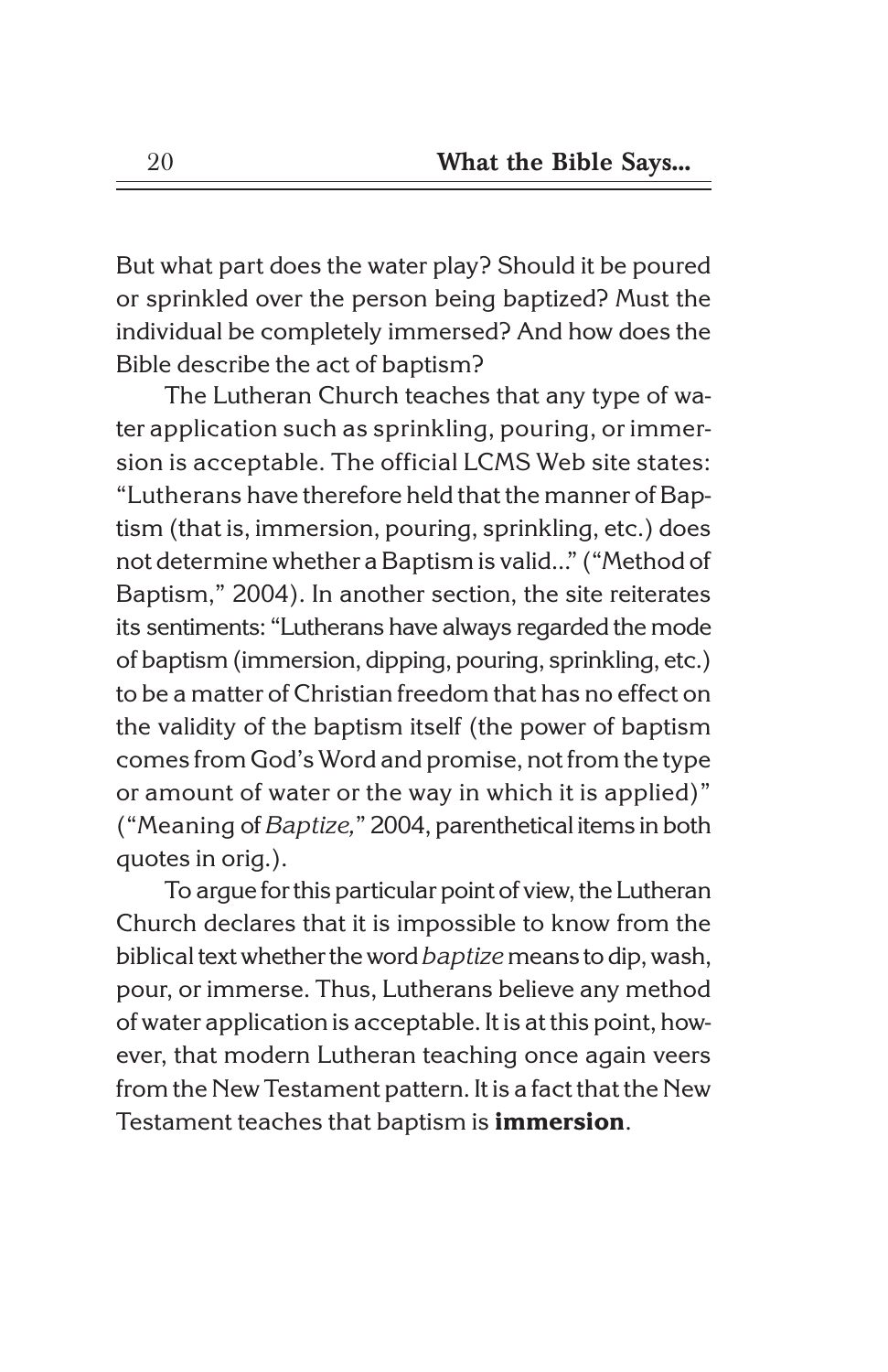But what part does the water play? Should it be poured or sprinkled over the person being baptized? Must the individual be completely immersed? And how does the Bible describe the act of baptism?

The Lutheran Church teaches that any type of water application such as sprinkling, pouring, or immersion is acceptable. The official LCMS Web site states: "Lutherans have therefore held that the manner of Baptism (that is, immersion, pouring, sprinkling, etc.) does not determine whether a Baptism is valid..." ("Method of Baptism," 2004). In another section, the site reiterates its sentiments: "Lutherans have always regarded the mode of baptism (immersion, dipping, pouring, sprinkling, etc.) to be a matter of Christian freedom that has no effect on the validity of the baptism itself (the power of baptism comes from God's Word and promise, not from the type or amount of water or the way in which it is applied)" ("Meaning of *Baptize,*" 2004, parenthetical items in both quotes in orig.).

To argue for this particular point of view, the Lutheran Church declares that it is impossible to know from the biblical text whether the word *baptize* means to dip, wash, pour, or immerse. Thus, Lutherans believe any method of water application is acceptable. It is at this point, however, that modern Lutheran teaching once again veers from the New Testament pattern. It is a fact that the New Testament teaches that baptism is **immersion**.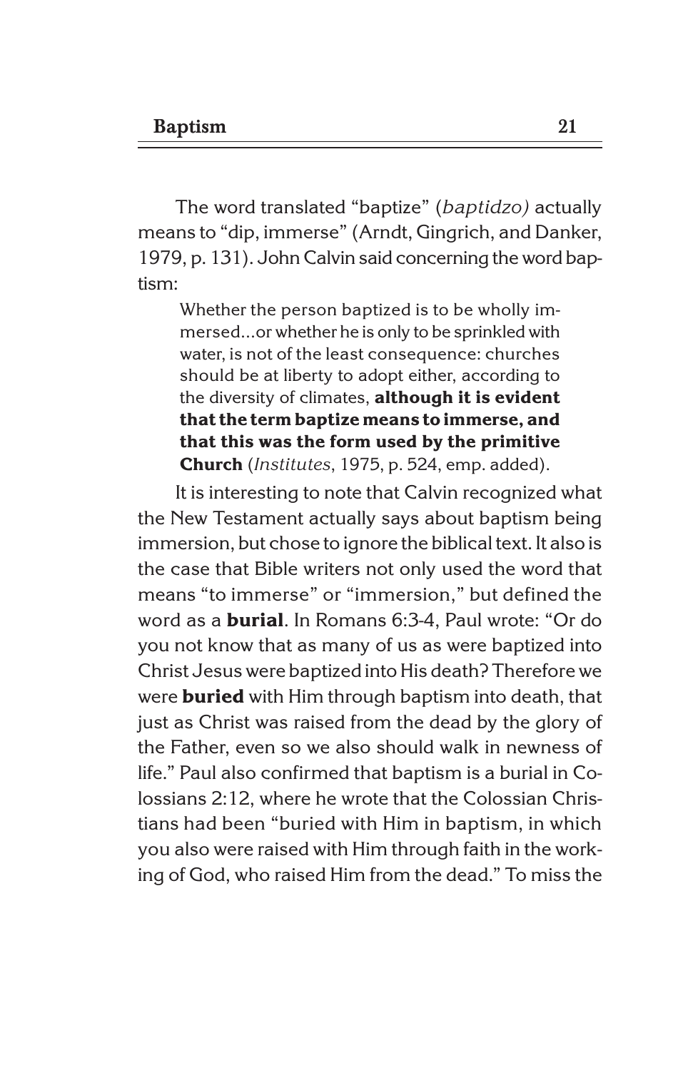The word translated "baptize" (*baptidzo)* actually means to "dip, immerse" (Arndt, Gingrich, and Danker, 1979, p. 131). John Calvin said concerning the word baptism:

> Whether the person baptized is to be wholly immersed...or whether he is only to be sprinkled with water, is not of the least consequence: churches should be at liberty to adopt either, according to the diversity of climates, **although it is evident that the term baptize means to immerse, and that this was the form used by the primitive Church** (*Institutes*, 1975, p. 524, emp. added).

It is interesting to note that Calvin recognized what the New Testament actually says about baptism being immersion, but chose to ignore the biblical text. It also is the case that Bible writers not only used the word that means "to immerse" or "immersion," but defined the word as a **burial**. In Romans 6:3-4, Paul wrote: "Or do you not know that as many of us as were baptized into Christ Jesus were baptized into His death? Therefore we were **buried** with Him through baptism into death, that just as Christ was raised from the dead by the glory of the Father, even so we also should walk in newness of life." Paul also confirmed that baptism is a burial in Colossians 2:12, where he wrote that the Colossian Christians had been "buried with Him in baptism, in which you also were raised with Him through faith in the working of God, who raised Him from the dead." To miss the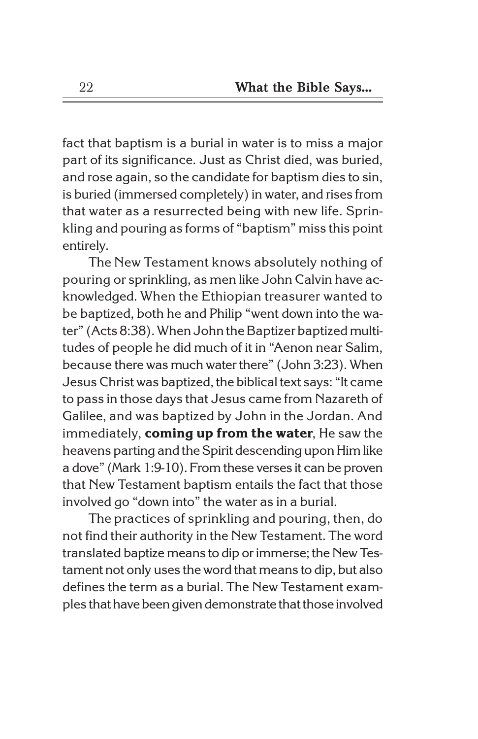fact that baptism is a burial in water is to miss a major part of its significance. Just as Christ died, was buried, and rose again, so the candidate for baptism dies to sin, is buried (immersed completely) in water, and rises from that water as a resurrected being with new life. Sprinkling and pouring as forms of "baptism" miss this point entirely.

The New Testament knows absolutely nothing of pouring or sprinkling, as men like John Calvin have acknowledged. When the Ethiopian treasurer wanted to be baptized, both he and Philip "went down into the water" (Acts 8:38). When John the Baptizer baptized multitudes of people he did much of it in "Aenon near Salim, because there was much water there" (John 3:23). When Jesus Christ was baptized, the biblical text says: "It came to pass in those days that Jesus came from Nazareth of Galilee, and was baptized by John in the Jordan. And immediately, **coming up from the water**, He saw the heavens parting and the Spirit descending upon Him like a dove" (Mark 1:9-10). From these verses it can be proven that New Testament baptism entails the fact that those involved go "down into" the water as in a burial.

The practices of sprinkling and pouring, then, do not find their authority in the New Testament. The word translated baptize means to dip or immerse; the New Testament not only uses the word that means to dip, but also defines the term as a burial. The New Testament examples that have been given demonstrate that those involved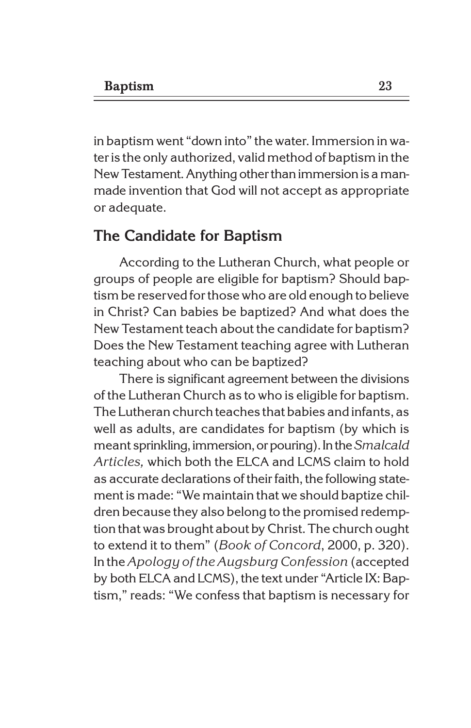in baptism went "down into" the water. Immersion in water is the only authorized, valid method of baptism in the New Testament. Anything other than immersion is a man-made invention that God will not accept as appropriate or adequate.

## The Candidate for Baptism

According to the Lutheran Church, what people or groups of people are eligible for baptism? Should baptism be reserved for those who are old enough to believe in Christ? Can babies be baptized? And what does the New Testament teach about the candidate for baptism? Does the New Testament teaching agree with Lutheran teaching about who can be baptized?

There is significant agreement between the divisions of the Lutheran Church as to who is eligible for baptism. The Lutheran church teaches that babies and infants, as well as adults, are candidates for baptism (by which is meant sprinkling, immersion, or pouring). In the *Smalcald Articles,* which both the ELCA and LCMS claim to hold as accurate declarations of their faith, the following statement is made: "We maintain that we should baptize children because they also belong to the promised redemption that was brought about by Christ. The church ought to extend it to them" (*Book of Concord*, 2000, p. 320). In the *Apology of the Augsburg Confession* (accepted by both ELCA and LCMS), the text under "Article IX: Baptism," reads: "We confess that baptism is necessary for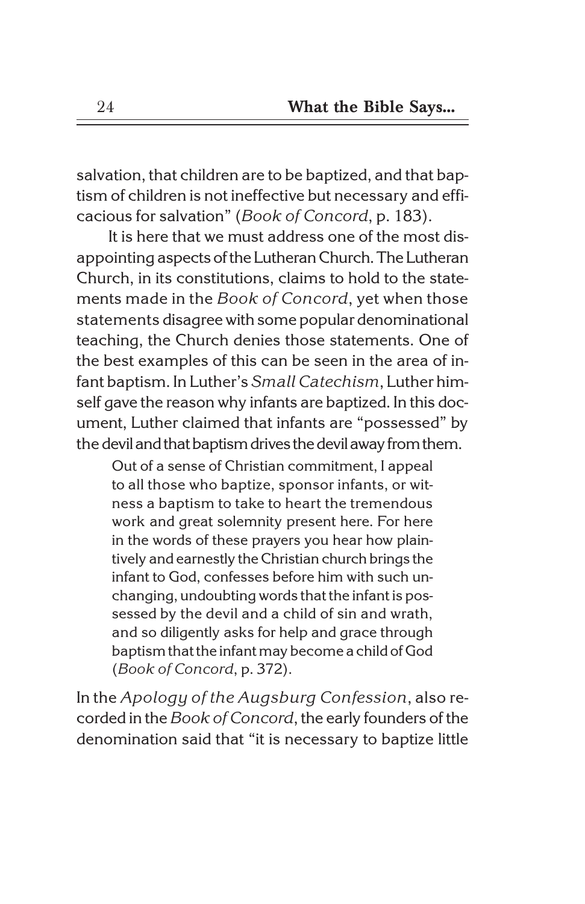salvation, that children are to be baptized, and that baptism of children is not ineffective but necessary and efficacious for salvation" (*Book of Concord*, p. 183).

It is here that we must address one of the most disappointing aspects of the Lutheran Church. The Lutheran Church, in its constitutions, claims to hold to the statements made in the *Book of Concord*, yet when those statements disagree with some popular denominational teaching, the Church denies those statements. One of the best examples of this can be seen in the area of infant baptism. In Luther's *Small Catechism*, Luther himself gave the reason why infants are baptized. In this document, Luther claimed that infants are "possessed" by the devil and that baptism drives the devil away from them.

> Out of a sense of Christian commitment, I appeal to all those who baptize, sponsor infants, or witness a baptism to take to heart the tremendous work and great solemnity present here. For here in the words of these prayers you hear how plaintively and earnestly the Christian church brings the infant to God, confesses before him with such unchanging, undoubting words that the infant is possessed by the devil and a child of sin and wrath, and so diligently asks for help and grace through baptism that the infant may become a child of God (*Book of Concord*, p. 372).

In the *Apology of the Augsburg Confession*, also recorded in the *Book of Concord*, the early founders of the denomination said that "it is necessary to baptize little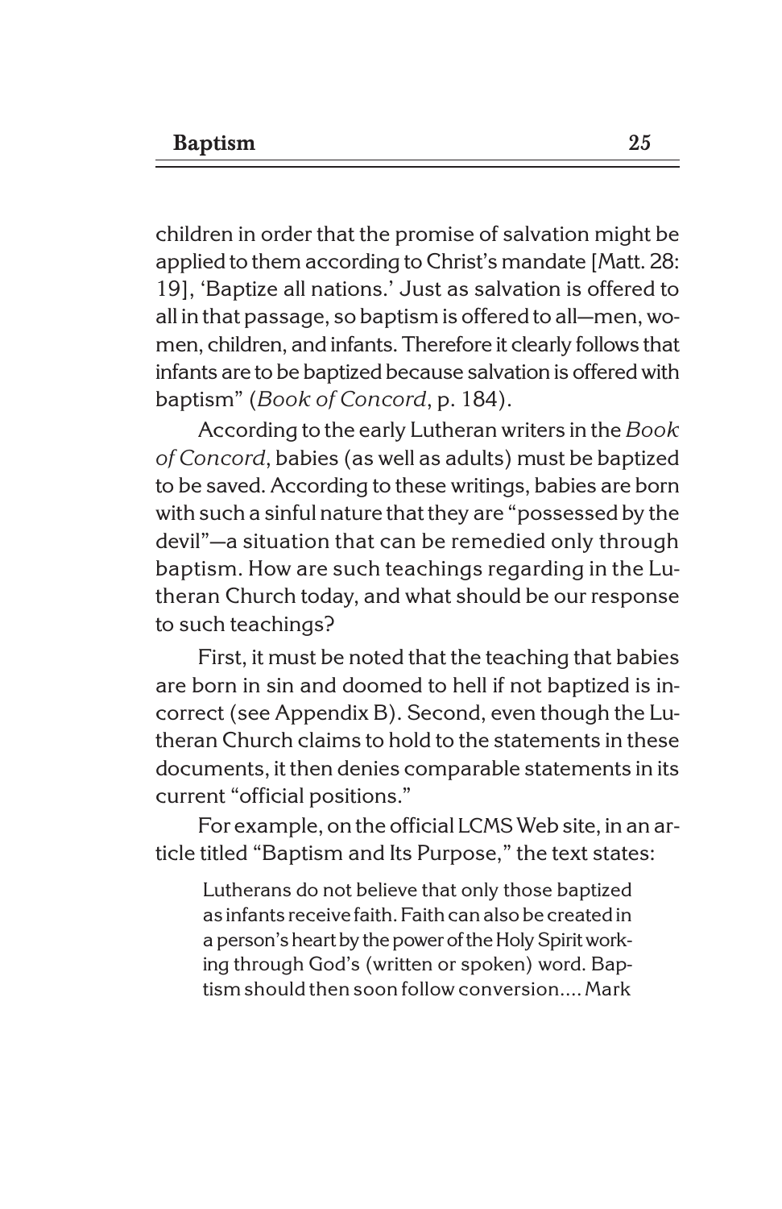children in order that the promise of salvation might be applied to them according to Christ's mandate [Matt. 28: 19], 'Baptize all nations.' Just as salvation is offered to all in that passage, so baptism is offered to all—men, women, children, and infants. Therefore it clearly follows that infants are to be baptized because salvation is offered with baptism" (*Book of Concord*, p. 184).

According to the early Lutheran writers in the *Book of Concord*, babies (as well as adults) must be baptized to be saved. According to these writings, babies are born with such a sinful nature that they are "possessed by the devil"—a situation that can be remedied only through baptism. How are such teachings regarding in the Lutheran Church today, and what should be our response to such teachings?

First, it must be noted that the teaching that babies are born in sin and doomed to hell if not baptized is incorrect (see Appendix B). Second, even though the Lutheran Church claims to hold to the statements in these documents, it then denies comparable statements in its current "official positions."

For example, on the official LCMS Web site, in an article titled "Baptism and Its Purpose," the text states:

> Lutherans do not believe that only those baptized as infants receive faith. Faith can also be created in a person's heart by the power of the Holy Spirit working through God's (written or spoken) word. Baptism should then soon follow conversion.... Mark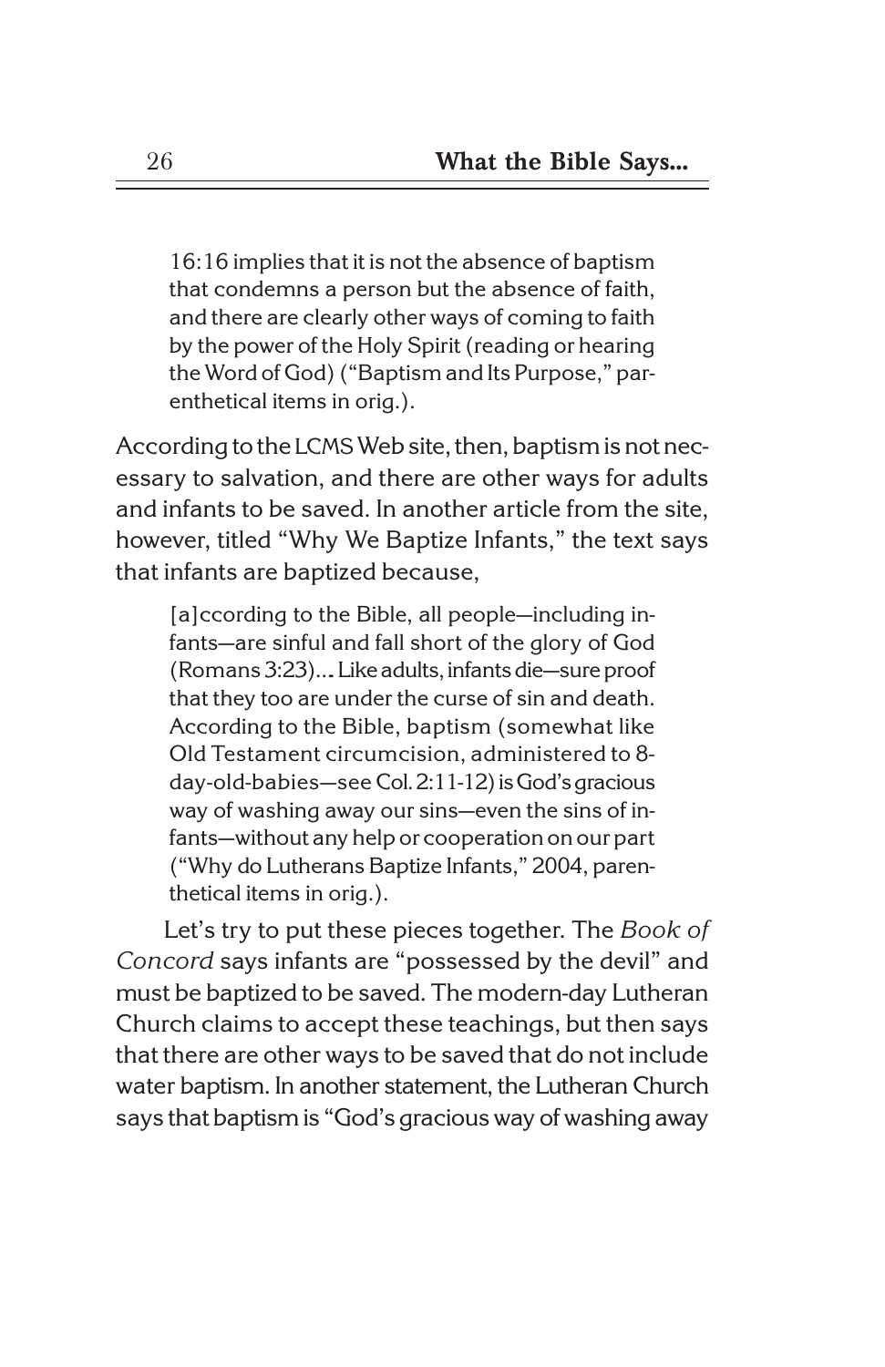> 16:16 implies that it is not the absence of baptism that condemns a person but the absence of faith, and there are clearly other ways of coming to faith by the power of the Holy Spirit (reading or hearing the Word of God) ("Baptism and Its Purpose," parenthetical items in orig.).

According to the LCMS Web site, then, baptism is not necessary to salvation, and there are other ways for adults and infants to be saved. In another article from the site, however, titled "Why We Baptize Infants," the text says that infants are baptized because,

> [a]ccording to the Bible, all people—including infants—are sinful and fall short of the glory of God (Romans 3:23)... Like adults, infants die—sure proof that they too are under the curse of sin and death. According to the Bible, baptism (somewhat like Old Testament circumcision, administered to 8-day-old-babies—see Col. 2:11-12) is God's gracious way of washing away our sins—even the sins of infants—without any help or cooperation on our part ("Why do Lutherans Baptize Infants," 2004, parenthetical items in orig.).

Let's try to put these pieces together. The *Book of Concord* says infants are "possessed by the devil" and must be baptized to be saved. The modern-day Lutheran Church claims to accept these teachings, but then says that there are other ways to be saved that do not include water baptism. In another statement, the Lutheran Church says that baptism is "God's gracious way of washing away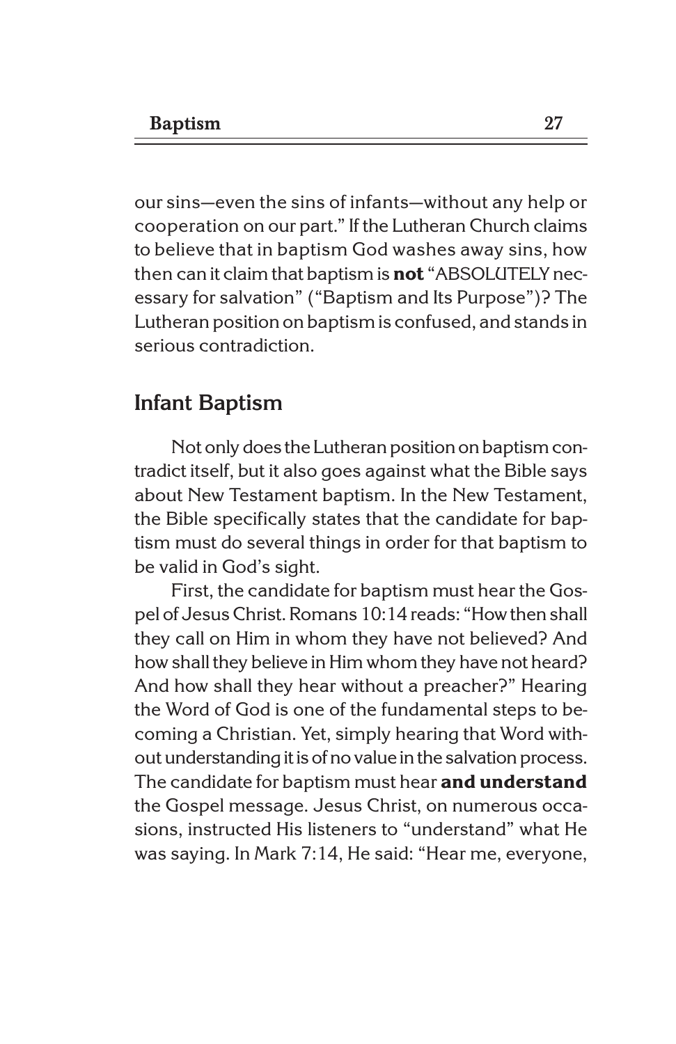our sins—even the sins of infants—without any help or cooperation on our part." If the Lutheran Church claims to believe that in baptism God washes away sins, how then can it claim that baptism is **not** "ABSOLUTELY necessary for salvation" ("Baptism and Its Purpose")? The Lutheran position on baptism is confused, and stands in serious contradiction.

## Infant Baptism

Not only does the Lutheran position on baptism contradict itself, but it also goes against what the Bible says about New Testament baptism. In the New Testament, the Bible specifically states that the candidate for baptism must do several things in order for that baptism to be valid in God's sight.

First, the candidate for baptism must hear the Gospel of Jesus Christ. Romans 10:14 reads: "How then shall they call on Him in whom they have not believed? And how shall they believe in Him whom they have not heard? And how shall they hear without a preacher?" Hearing the Word of God is one of the fundamental steps to becoming a Christian. Yet, simply hearing that Word without understanding it is of no value in the salvation process. The candidate for baptism must hear **and understand** the Gospel message. Jesus Christ, on numerous occasions, instructed His listeners to "understand" what He was saying. In Mark 7:14, He said: "Hear me, everyone,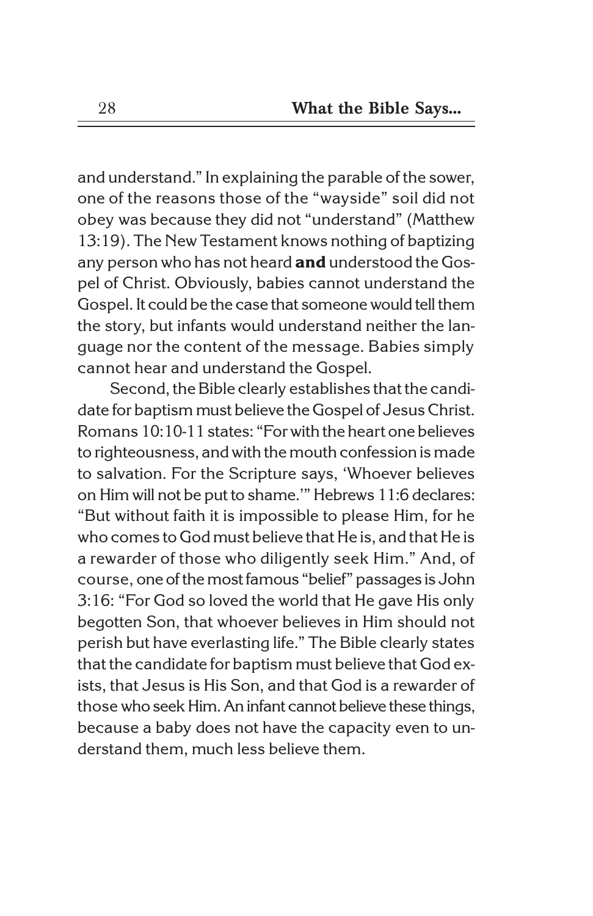and understand." In explaining the parable of the sower, one of the reasons those of the "wayside" soil did not obey was because they did not "understand" (Matthew 13:19). The New Testament knows nothing of baptizing any person who has not heard **and** understood the Gospel of Christ. Obviously, babies cannot understand the Gospel. It could be the case that someone would tell them the story, but infants would understand neither the language nor the content of the message. Babies simply cannot hear and understand the Gospel.

Second, the Bible clearly establishes that the candidate for baptism must believe the Gospel of Jesus Christ. Romans 10:10-11 states: "For with the heart one believes to righteousness, and with the mouth confession is made to salvation. For the Scripture says, 'Whoever believes on Him will not be put to shame.'" Hebrews 11:6 declares: "But without faith it is impossible to please Him, for he who comes to God must believe that He is, and that He is a rewarder of those who diligently seek Him." And, of course, one of the most famous "belief" passages is John 3:16: "For God so loved the world that He gave His only begotten Son, that whoever believes in Him should not perish but have everlasting life." The Bible clearly states that the candidate for baptism must believe that God exists, that Jesus is His Son, and that God is a rewarder of those who seek Him. An infant cannot believe these things, because a baby does not have the capacity even to understand them, much less believe them.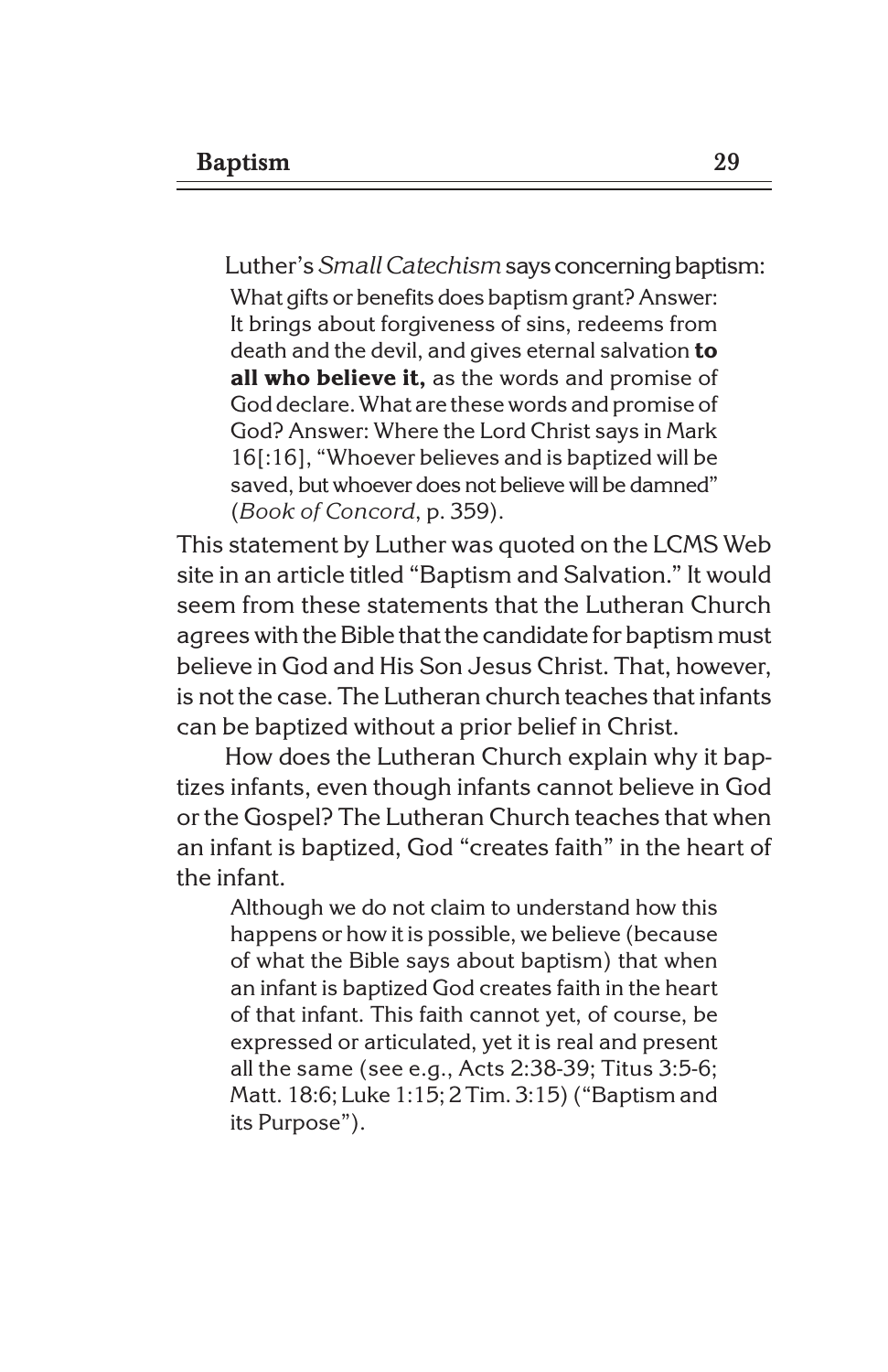Luther's *Small Catechism* says concerning baptism:

> What gifts or benefits does baptism grant? Answer: It brings about forgiveness of sins, redeems from death and the devil, and gives eternal salvation **to all who believe it,** as the words and promise of God declare. What are these words and promise of God? Answer: Where the Lord Christ says in Mark 16[:16], "Whoever believes and is baptized will be saved, but whoever does not believe will be damned" (*Book of Concord*, p. 359).

This statement by Luther was quoted on the LCMS Web site in an article titled "Baptism and Salvation." It would seem from these statements that the Lutheran Church agrees with the Bible that the candidate for baptism must believe in God and His Son Jesus Christ. That, however, is not the case. The Lutheran church teaches that infants can be baptized without a prior belief in Christ.

How does the Lutheran Church explain why it baptizes infants, even though infants cannot believe in God or the Gospel? The Lutheran Church teaches that when an infant is baptized, God "creates faith" in the heart of the infant.

> Although we do not claim to understand how this happens or how it is possible, we believe (because of what the Bible says about baptism) that when an infant is baptized God creates faith in the heart of that infant. This faith cannot yet, of course, be expressed or articulated, yet it is real and present all the same (see e.g., Acts 2:38-39; Titus 3:5-6; Matt. 18:6; Luke 1:15; 2 Tim. 3:15) ("Baptism and its Purpose").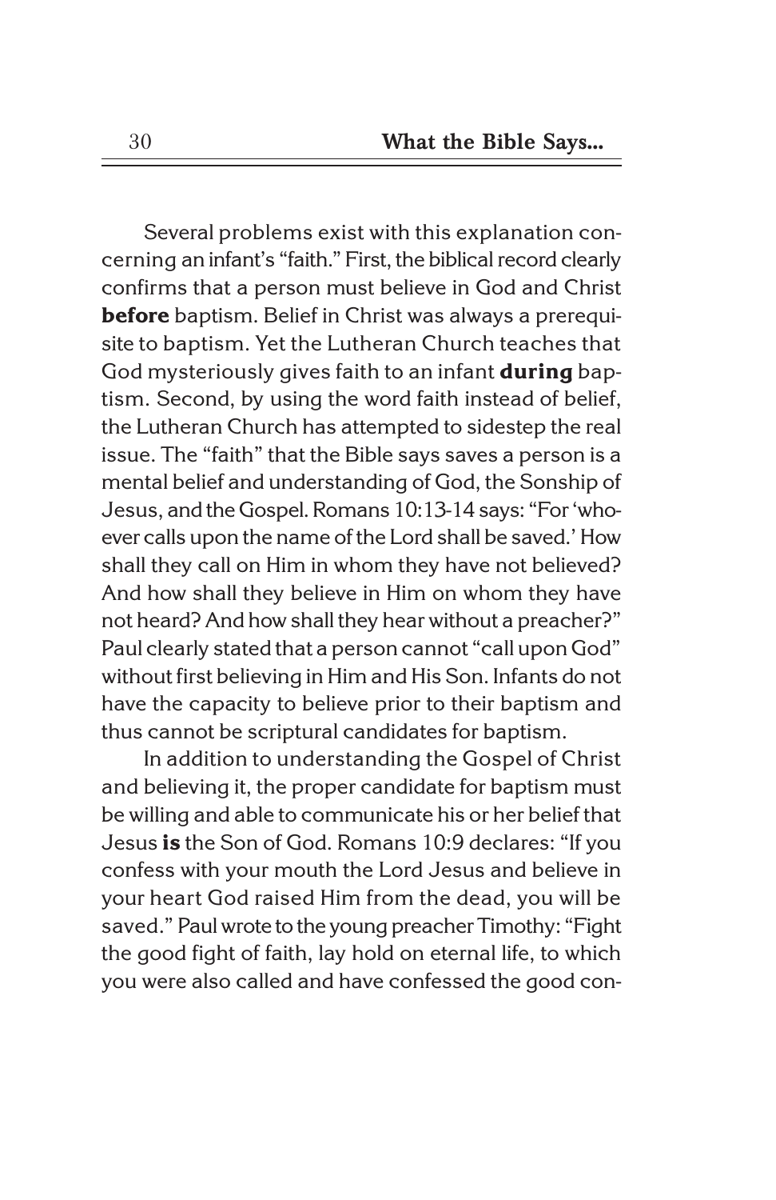Several problems exist with this explanation concerning an infant's "faith." First, the biblical record clearly confirms that a person must believe in God and Christ **before** baptism. Belief in Christ was always a prerequisite to baptism. Yet the Lutheran Church teaches that God mysteriously gives faith to an infant **during** baptism. Second, by using the word faith instead of belief, the Lutheran Church has attempted to sidestep the real issue. The "faith" that the Bible says saves a person is a mental belief and understanding of God, the Sonship of Jesus, and the Gospel. Romans 10:13-14 says: "For 'whoever calls upon the name of the Lord shall be saved.' How shall they call on Him in whom they have not believed? And how shall they believe in Him on whom they have not heard? And how shall they hear without a preacher?" Paul clearly stated that a person cannot "call upon God" without first believing in Him and His Son. Infants do not have the capacity to believe prior to their baptism and thus cannot be scriptural candidates for baptism.

In addition to understanding the Gospel of Christ and believing it, the proper candidate for baptism must be willing and able to communicate his or her belief that Jesus **is** the Son of God. Romans 10:9 declares: "If you confess with your mouth the Lord Jesus and believe in your heart God raised Him from the dead, you will be saved." Paul wrote to the young preacher Timothy: "Fight the good fight of faith, lay hold on eternal life, to which you were also called and have confessed the good con-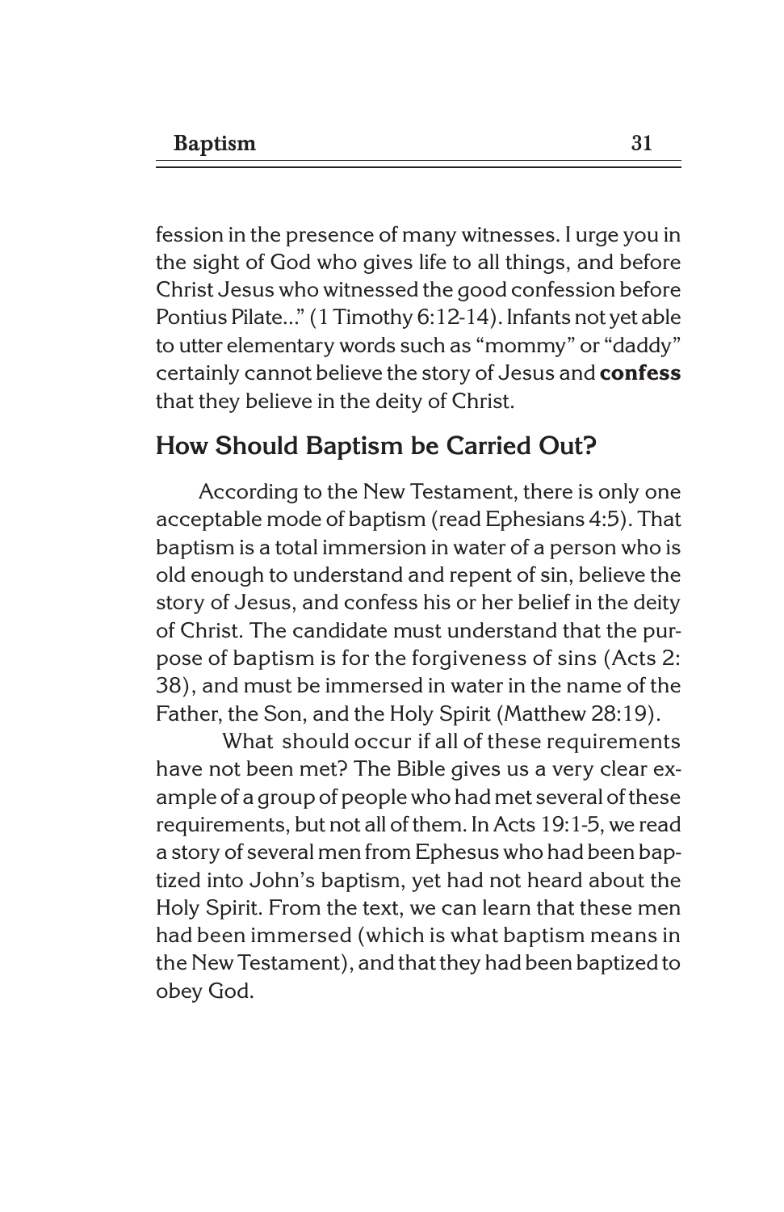fession in the presence of many witnesses. I urge you in the sight of God who gives life to all things, and before Christ Jesus who witnessed the good confession before Pontius Pilate..." (1 Timothy 6:12-14). Infants not yet able to utter elementary words such as "mommy" or "daddy" certainly cannot believe the story of Jesus and **confess** that they believe in the deity of Christ.

## How Should Baptism be Carried Out?

According to the New Testament, there is only one acceptable mode of baptism (read Ephesians 4:5). That baptism is a total immersion in water of a person who is old enough to understand and repent of sin, believe the story of Jesus, and confess his or her belief in the deity of Christ. The candidate must understand that the purpose of baptism is for the forgiveness of sins (Acts 2:38), and must be immersed in water in the name of the Father, the Son, and the Holy Spirit (Matthew 28:19).

What should occur if all of these requirements have not been met? The Bible gives us a very clear example of a group of people who had met several of these requirements, but not all of them. In Acts 19:1-5, we read a story of several men from Ephesus who had been baptized into John's baptism, yet had not heard about the Holy Spirit. From the text, we can learn that these men had been immersed (which is what baptism means in the New Testament), and that they had been baptized to obey God.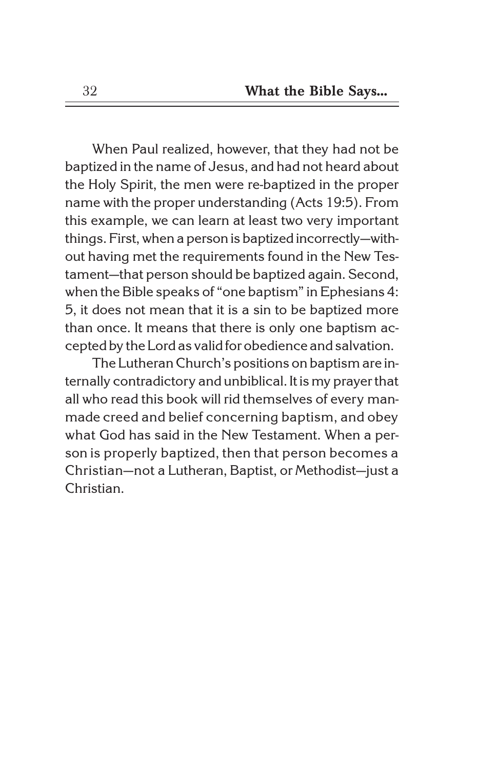When Paul realized, however, that they had not be baptized in the name of Jesus, and had not heard about the Holy Spirit, the men were re-baptized in the proper name with the proper understanding (Acts 19:5). From this example, we can learn at least two very important things. First, when a person is baptized incorrectly—without having met the requirements found in the New Testament—that person should be baptized again. Second, when the Bible speaks of "one baptism" in Ephesians 4:5, it does not mean that it is a sin to be baptized more than once. It means that there is only one baptism accepted by the Lord as valid for obedience and salvation.

The Lutheran Church's positions on baptism are internally contradictory and unbiblical. It is my prayer that all who read this book will rid themselves of every man-made creed and belief concerning baptism, and obey what God has said in the New Testament. When a person is properly baptized, then that person becomes a Christian—not a Lutheran, Baptist, or Methodist—just a Christian.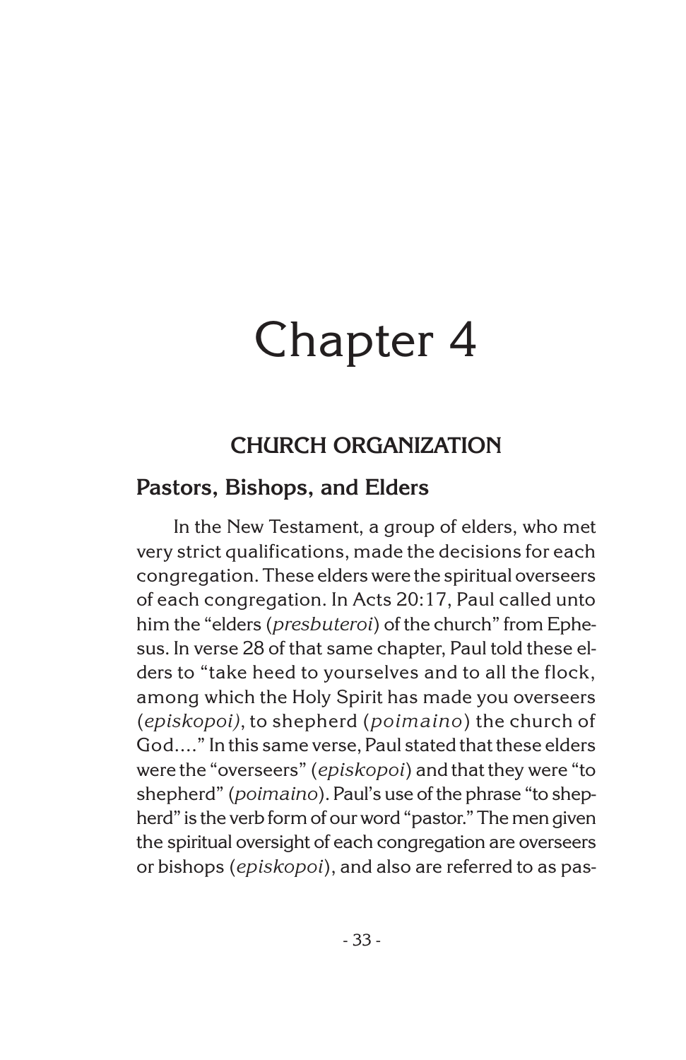# Chapter 4

## CHURCH ORGANIZATION

### Pastors, Bishops, and Elders

In the New Testament, a group of elders, who met very strict qualifications, made the decisions for each congregation. These elders were the spiritual overseers of each congregation. In Acts 20:17, Paul called unto him the "elders (*presbuteroi*) of the church" from Ephesus. In verse 28 of that same chapter, Paul told these elders to "take heed to yourselves and to all the flock, among which the Holy Spirit has made you overseers (*episkopoi)*, to shepherd (*poimaino*) the church of God...." In this same verse, Paul stated that these elders were the "overseers" (*episkopoi*) and that they were "to shepherd" (*poimaino*). Paul's use of the phrase "to shepherd" is the verb form of our word "pastor." The men given the spiritual oversight of each congregation are overseers or bishops (*episkopoi*), and also are referred to as pas-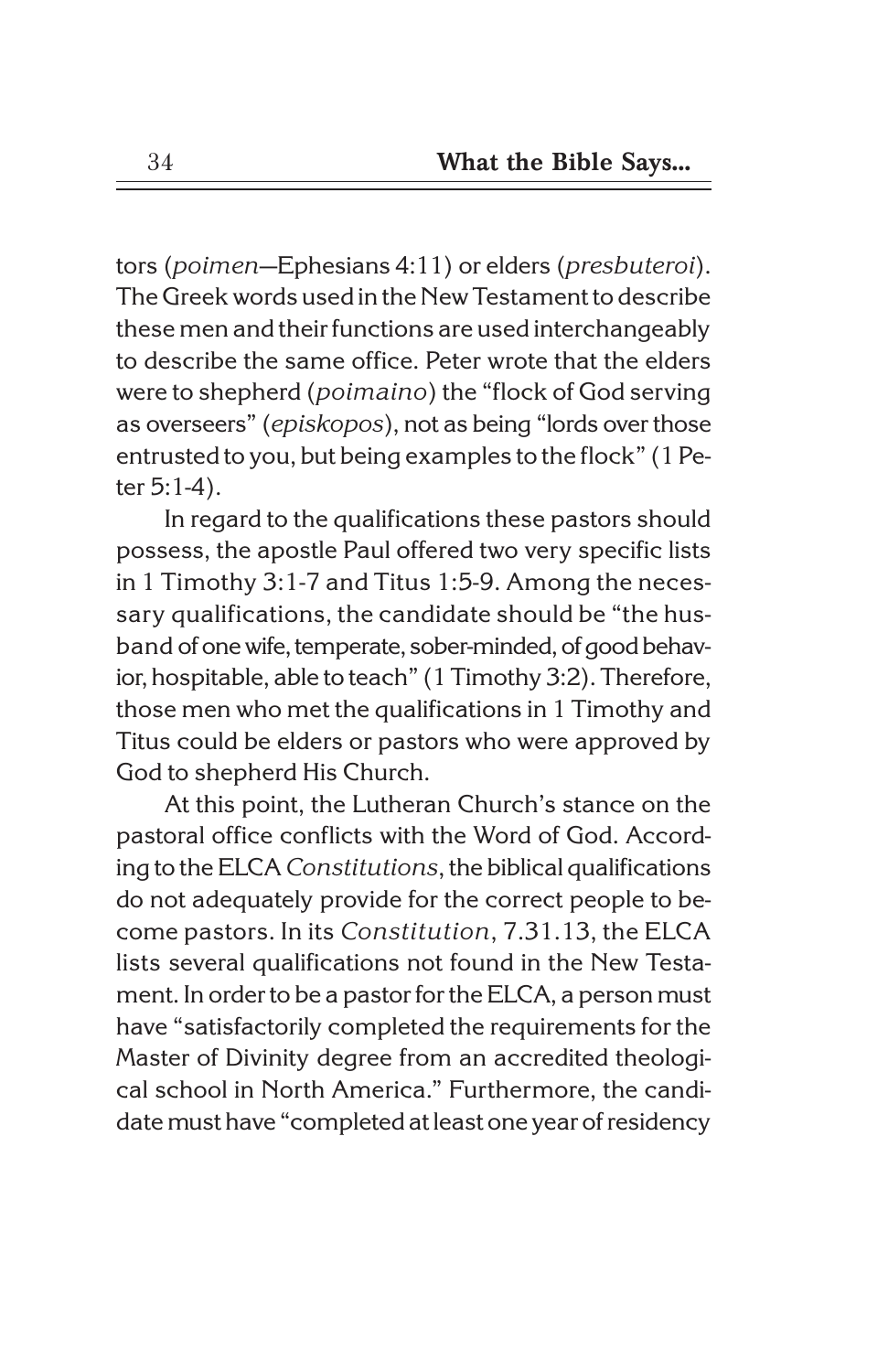tors (*poimen*—Ephesians 4:11) or elders (*presbuteroi*). The Greek words used in the New Testament to describe these men and their functions are used interchangeably to describe the same office. Peter wrote that the elders were to shepherd (*poimaino*) the "flock of God serving as overseers" (*episkopos*), not as being "lords over those entrusted to you, but being examples to the flock" (1 Peter 5:1-4).

In regard to the qualifications these pastors should possess, the apostle Paul offered two very specific lists in 1 Timothy 3:1-7 and Titus 1:5-9. Among the necessary qualifications, the candidate should be "the husband of one wife, temperate, sober-minded, of good behavior, hospitable, able to teach" (1 Timothy 3:2). Therefore, those men who met the qualifications in 1 Timothy and Titus could be elders or pastors who were approved by God to shepherd His Church.

At this point, the Lutheran Church's stance on the pastoral office conflicts with the Word of God. According to the ELCA *Constitutions*, the biblical qualifications do not adequately provide for the correct people to become pastors. In its *Constitution*, 7.31.13, the ELCA lists several qualifications not found in the New Testament. In order to be a pastor for the ELCA, a person must have "satisfactorily completed the requirements for the Master of Divinity degree from an accredited theological school in North America." Furthermore, the candidate must have "completed at least one year of residency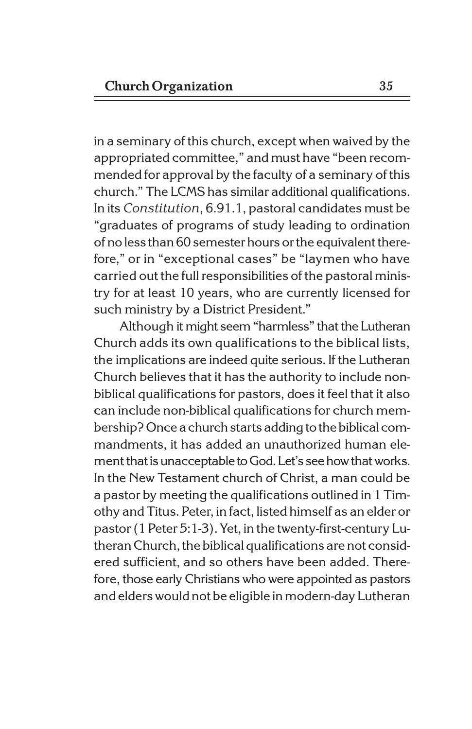in a seminary of this church, except when waived by the appropriated committee," and must have "been recommended for approval by the faculty of a seminary of this church." The LCMS has similar additional qualifications. In its *Constitution*, 6.91.1, pastoral candidates must be "graduates of programs of study leading to ordination of no less than 60 semester hours or the equivalent therefore," or in "exceptional cases" be "laymen who have carried out the full responsibilities of the pastoral ministry for at least 10 years, who are currently licensed for such ministry by a District President."

Although it might seem "harmless" that the Lutheran Church adds its own qualifications to the biblical lists, the implications are indeed quite serious. If the Lutheran Church believes that it has the authority to include non-biblical qualifications for pastors, does it feel that it also can include non-biblical qualifications for church membership? Once a church starts adding to the biblical commandments, it has added an unauthorized human element that is unacceptable to God. Let's see how that works. In the New Testament church of Christ, a man could be a pastor by meeting the qualifications outlined in 1 Timothy and Titus. Peter, in fact, listed himself as an elder or pastor (1 Peter 5:1-3). Yet, in the twenty-first-century Lutheran Church, the biblical qualifications are not considered sufficient, and so others have been added. Therefore, those early Christians who were appointed as pastors and elders would not be eligible in modern-day Lutheran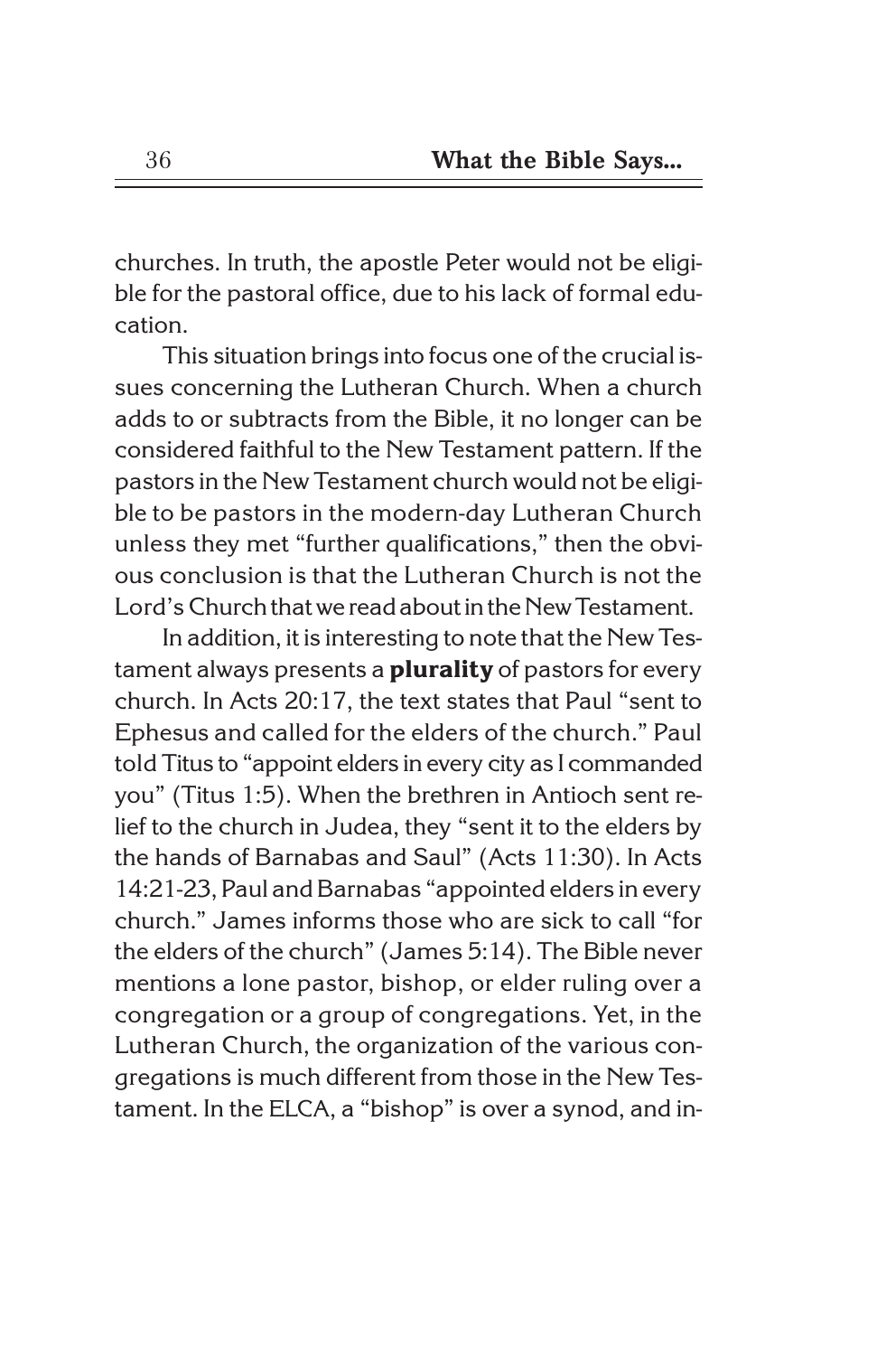churches. In truth, the apostle Peter would not be eligible for the pastoral office, due to his lack of formal education.

This situation brings into focus one of the crucial issues concerning the Lutheran Church. When a church adds to or subtracts from the Bible, it no longer can be considered faithful to the New Testament pattern. If the pastors in the New Testament church would not be eligible to be pastors in the modern-day Lutheran Church unless they met "further qualifications," then the obvious conclusion is that the Lutheran Church is not the Lord's Church that we read about in the New Testament.

In addition, it is interesting to note that the New Testament always presents a **plurality** of pastors for every church. In Acts 20:17, the text states that Paul "sent to Ephesus and called for the elders of the church." Paul told Titus to "appoint elders in every city as I commanded you" (Titus 1:5). When the brethren in Antioch sent relief to the church in Judea, they "sent it to the elders by the hands of Barnabas and Saul" (Acts 11:30). In Acts 14:21-23, Paul and Barnabas "appointed elders in every church." James informs those who are sick to call "for the elders of the church" (James 5:14). The Bible never mentions a lone pastor, bishop, or elder ruling over a congregation or a group of congregations. Yet, in the Lutheran Church, the organization of the various congregations is much different from those in the New Testament. In the ELCA, a "bishop" is over a synod, and in-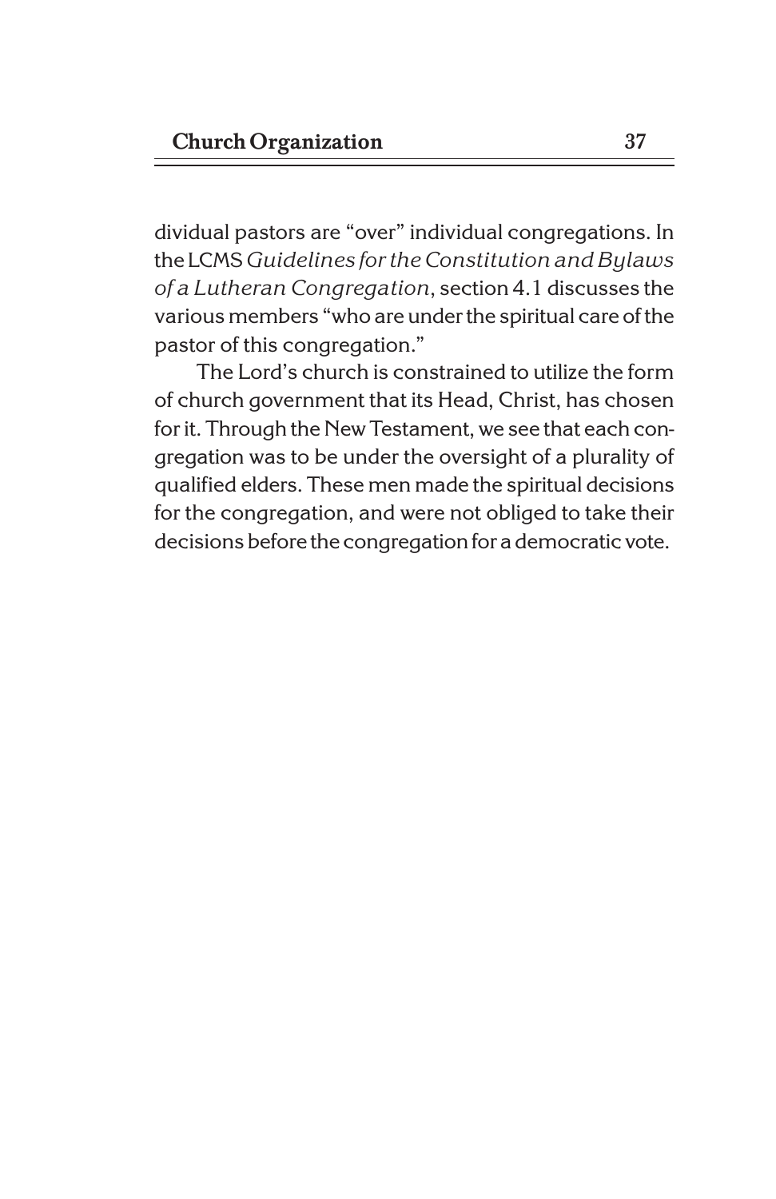dividual pastors are "over" individual congregations. In the LCMS *Guidelines for the Constitution and Bylaws of a Lutheran Congregation*, section 4.1 discusses the various members "who are under the spiritual care of the pastor of this congregation."

The Lord's church is constrained to utilize the form of church government that its Head, Christ, has chosen for it. Through the New Testament, we see that each congregation was to be under the oversight of a plurality of qualified elders. These men made the spiritual decisions for the congregation, and were not obliged to take their decisions before the congregation for a democratic vote.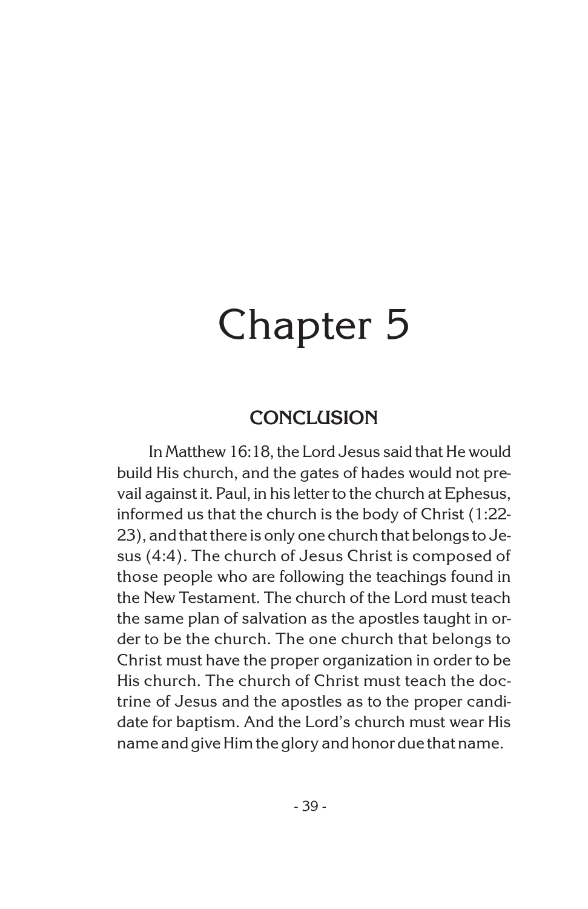# Chapter 5

## CONCLUSION

In Matthew 16:18, the Lord Jesus said that He would build His church, and the gates of hades would not prevail against it. Paul, in his letter to the church at Ephesus, informed us that the church is the body of Christ (1:22-23), and that there is only one church that belongs to Jesus (4:4). The church of Jesus Christ is composed of those people who are following the teachings found in the New Testament. The church of the Lord must teach the same plan of salvation as the apostles taught in order to be the church. The one church that belongs to Christ must have the proper organization in order to be His church. The church of Christ must teach the doctrine of Jesus and the apostles as to the proper candidate for baptism. And the Lord's church must wear His name and give Him the glory and honor due that name.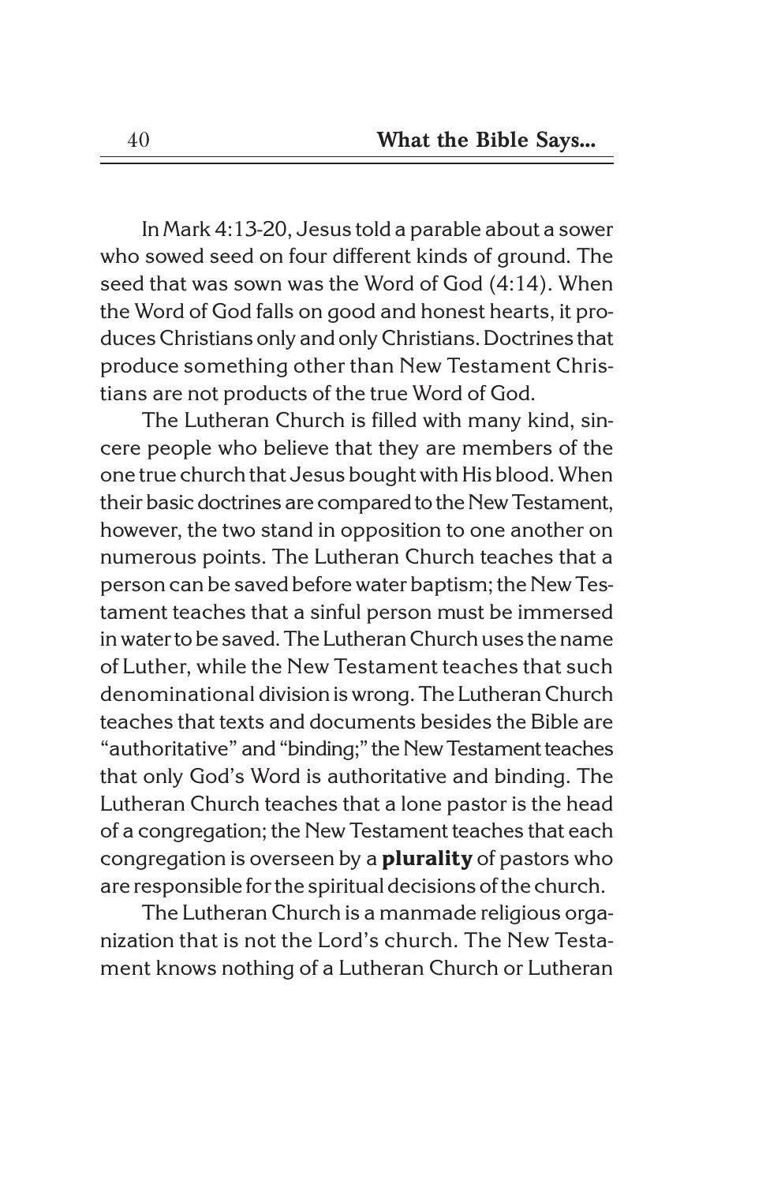In Mark 4:13-20, Jesus told a parable about a sower who sowed seed on four different kinds of ground. The seed that was sown was the Word of God (4:14). When the Word of God falls on good and honest hearts, it produces Christians only and only Christians. Doctrines that produce something other than New Testament Christians are not products of the true Word of God.

The Lutheran Church is filled with many kind, sincere people who believe that they are members of the one true church that Jesus bought with His blood. When their basic doctrines are compared to the New Testament, however, the two stand in opposition to one another on numerous points. The Lutheran Church teaches that a person can be saved before water baptism; the New Testament teaches that a sinful person must be immersed in water to be saved. The Lutheran Church uses the name of Luther, while the New Testament teaches that such denominational division is wrong. The Lutheran Church teaches that texts and documents besides the Bible are "authoritative" and "binding;" the New Testament teaches that only God's Word is authoritative and binding. The Lutheran Church teaches that a lone pastor is the head of a congregation; the New Testament teaches that each congregation is overseen by a **plurality** of pastors who are responsible for the spiritual decisions of the church.

The Lutheran Church is a manmade religious organization that is not the Lord's church. The New Testament knows nothing of a Lutheran Church or Lutheran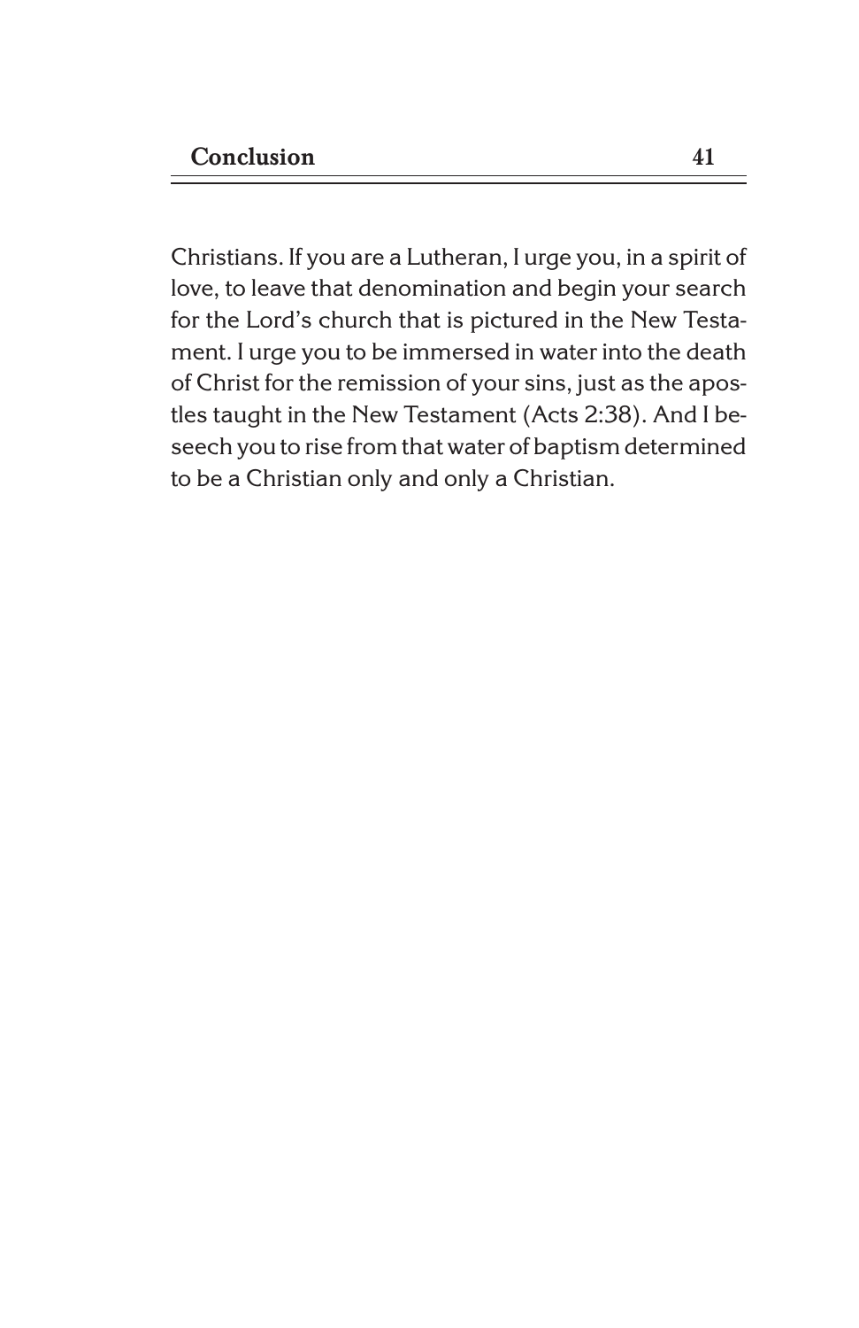Christians. If you are a Lutheran, I urge you, in a spirit of love, to leave that denomination and begin your search for the Lord's church that is pictured in the New Testament. I urge you to be immersed in water into the death of Christ for the remission of your sins, just as the apostles taught in the New Testament (Acts 2:38). And I beseech you to rise from that water of baptism determined to be a Christian only and only a Christian.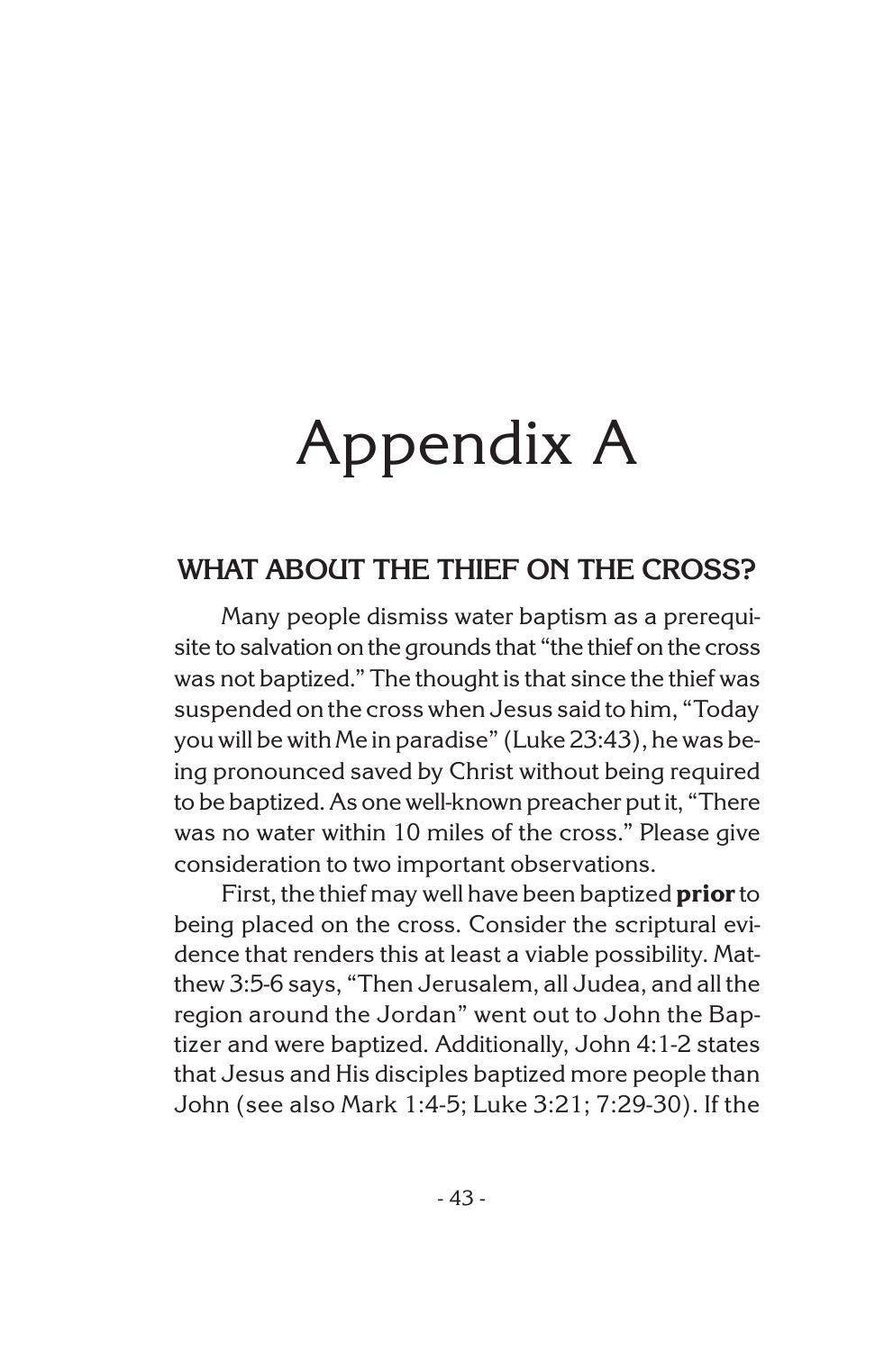# Appendix A

## WHAT ABOUT THE THIEF ON THE CROSS?

Many people dismiss water baptism as a prerequisite to salvation on the grounds that "the thief on the cross was not baptized." The thought is that since the thief was suspended on the cross when Jesus said to him, "Today you will be with Me in paradise" (Luke 23:43), he was being pronounced saved by Christ without being required to be baptized. As one well-known preacher put it, "There was no water within 10 miles of the cross." Please give consideration to two important observations.

First, the thief may well have been baptized **prior** to being placed on the cross. Consider the scriptural evidence that renders this at least a viable possibility. Matthew 3:5-6 says, "Then Jerusalem, all Judea, and all the region around the Jordan" went out to John the Baptizer and were baptized. Additionally, John 4:1-2 states that Jesus and His disciples baptized more people than John (see also Mark 1:4-5; Luke 3:21; 7:29-30). If the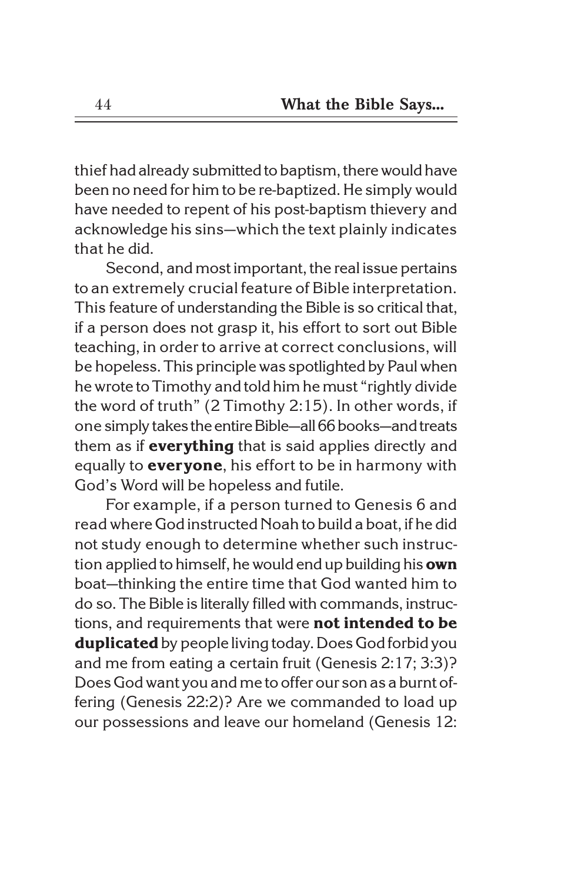thief had already submitted to baptism, there would have been no need for him to be re-baptized. He simply would have needed to repent of his post-baptism thievery and acknowledge his sins—which the text plainly indicates that he did.

Second, and most important, the real issue pertains to an extremely crucial feature of Bible interpretation. This feature of understanding the Bible is so critical that, if a person does not grasp it, his effort to sort out Bible teaching, in order to arrive at correct conclusions, will be hopeless. This principle was spotlighted by Paul when he wrote to Timothy and told him he must "rightly divide the word of truth" (2 Timothy 2:15). In other words, if one simply takes the entire Bible—all 66 books—and treats them as if **everything** that is said applies directly and equally to **everyone**, his effort to be in harmony with God's Word will be hopeless and futile.

For example, if a person turned to Genesis 6 and read where God instructed Noah to build a boat, if he did not study enough to determine whether such instruction applied to himself, he would end up building his **own** boat—thinking the entire time that God wanted him to do so. The Bible is literally filled with commands, instructions, and requirements that were **not intended to be duplicated** by people living today. Does God forbid you and me from eating a certain fruit (Genesis 2:17; 3:3)? Does God want you and me to offer our son as a burnt offering (Genesis 22:2)? Are we commanded to load up our possessions and leave our homeland (Genesis 12: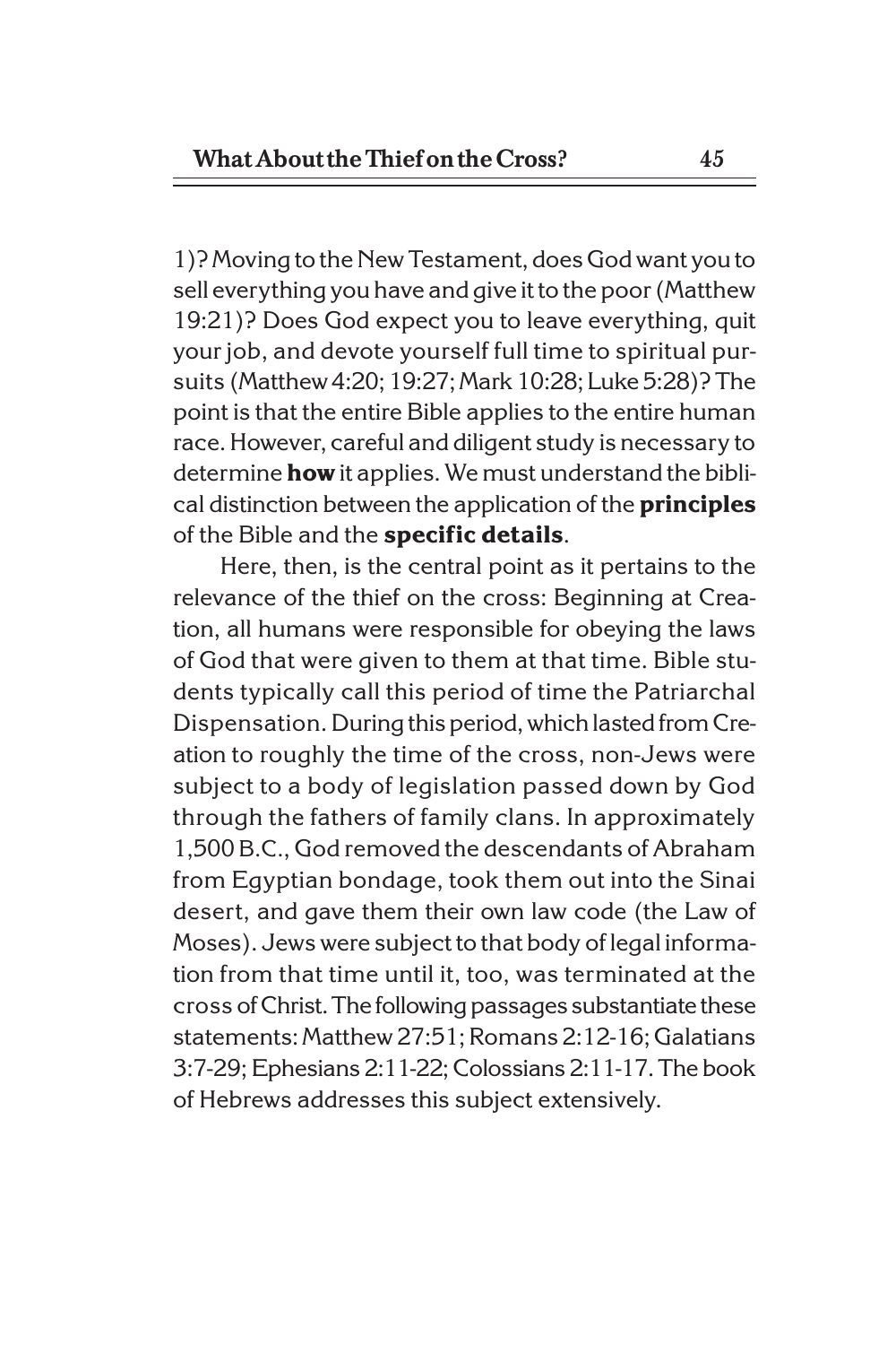1)? Moving to the New Testament, does God want you to sell everything you have and give it to the poor (Matthew 19:21)? Does God expect you to leave everything, quit your job, and devote yourself full time to spiritual pursuits (Matthew 4:20; 19:27; Mark 10:28; Luke 5:28)? The point is that the entire Bible applies to the entire human race. However, careful and diligent study is necessary to determine **how** it applies. We must understand the biblical distinction between the application of the **principles** of the Bible and the **specific details**.

Here, then, is the central point as it pertains to the relevance of the thief on the cross: Beginning at Creation, all humans were responsible for obeying the laws of God that were given to them at that time. Bible students typically call this period of time the Patriarchal Dispensation. During this period, which lasted from Creation to roughly the time of the cross, non-Jews were subject to a body of legislation passed down by God through the fathers of family clans. In approximately 1,500 B.C., God removed the descendants of Abraham from Egyptian bondage, took them out into the Sinai desert, and gave them their own law code (the Law of Moses). Jews were subject to that body of legal information from that time until it, too, was terminated at the cross of Christ. The following passages substantiate these statements: Matthew 27:51; Romans 2:12-16; Galatians 3:7-29; Ephesians 2:11-22; Colossians 2:11-17. The book of Hebrews addresses this subject extensively.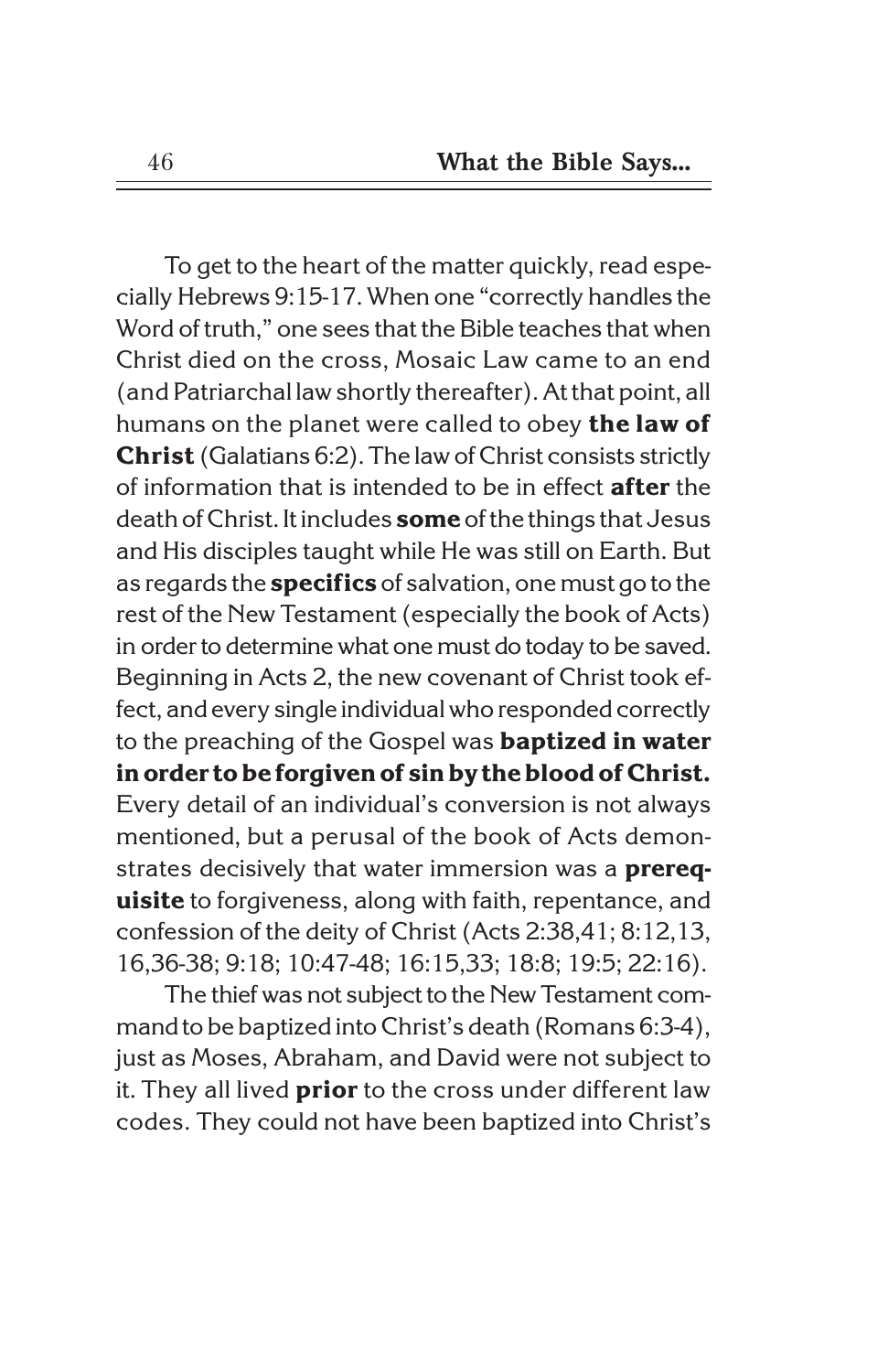To get to the heart of the matter quickly, read especially Hebrews 9:15-17. When one “correctly handles the Word of truth,” one sees that the Bible teaches that when Christ died on the cross, Mosaic Law came to an end (and Patriarchal law shortly thereafter). At that point, all humans on the planet were called to obey **the law of Christ** (Galatians 6:2). The law of Christ consists strictly of information that is intended to be in effect **after** the death of Christ. It includes **some** of the things that Jesus and His disciples taught while He was still on Earth. But as regards the **specifics** of salvation, one must go to the rest of the New Testament (especially the book of Acts) in order to determine what one must do today to be saved. Beginning in Acts 2, the new covenant of Christ took effect, and every single individual who responded correctly to the preaching of the Gospel was **baptized in water in order to be forgiven of sin by the blood of Christ.** Every detail of an individual’s conversion is not always mentioned, but a perusal of the book of Acts demonstrates decisively that water immersion was a **prerequisite** to forgiveness, along with faith, repentance, and confession of the deity of Christ (Acts 2:38,41; 8:12,13, 16,36-38; 9:18; 10:47-48; 16:15,33; 18:8; 19:5; 22:16).

The thief was not subject to the New Testament command to be baptized into Christ’s death (Romans 6:3-4), just as Moses, Abraham, and David were not subject to it. They all lived **prior** to the cross under different law codes. They could not have been baptized into Christ’s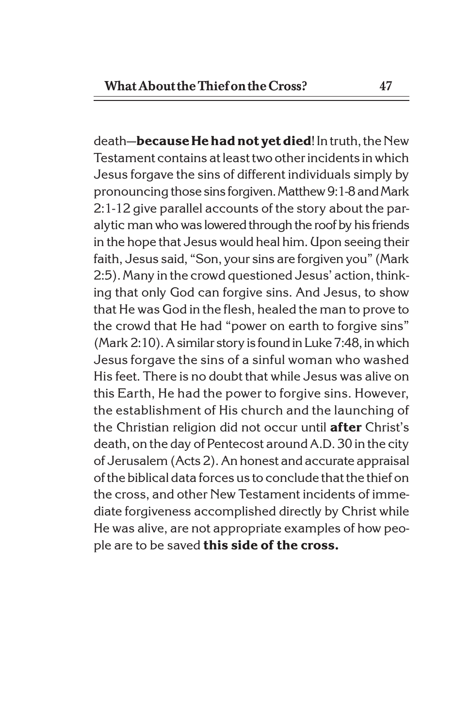death—**because He had not yet died**! In truth, the New Testament contains at least two other incidents in which Jesus forgave the sins of different individuals simply by pronouncing those sins forgiven. Matthew 9:1-8 and Mark 2:1-12 give parallel accounts of the story about the paralytic man who was lowered through the roof by his friends in the hope that Jesus would heal him. Upon seeing their faith, Jesus said, "Son, your sins are forgiven you" (Mark 2:5). Many in the crowd questioned Jesus' action, thinking that only God can forgive sins. And Jesus, to show that He was God in the flesh, healed the man to prove to the crowd that He had "power on earth to forgive sins" (Mark 2:10). A similar story is found in Luke 7:48, in which Jesus forgave the sins of a sinful woman who washed His feet. There is no doubt that while Jesus was alive on this Earth, He had the power to forgive sins. However, the establishment of His church and the launching of the Christian religion did not occur until **after** Christ's death, on the day of Pentecost around A.D. 30 in the city of Jerusalem (Acts 2). An honest and accurate appraisal of the biblical data forces us to conclude that the thief on the cross, and other New Testament incidents of immediate forgiveness accomplished directly by Christ while He was alive, are not appropriate examples of how people are to be saved **this side of the cross.**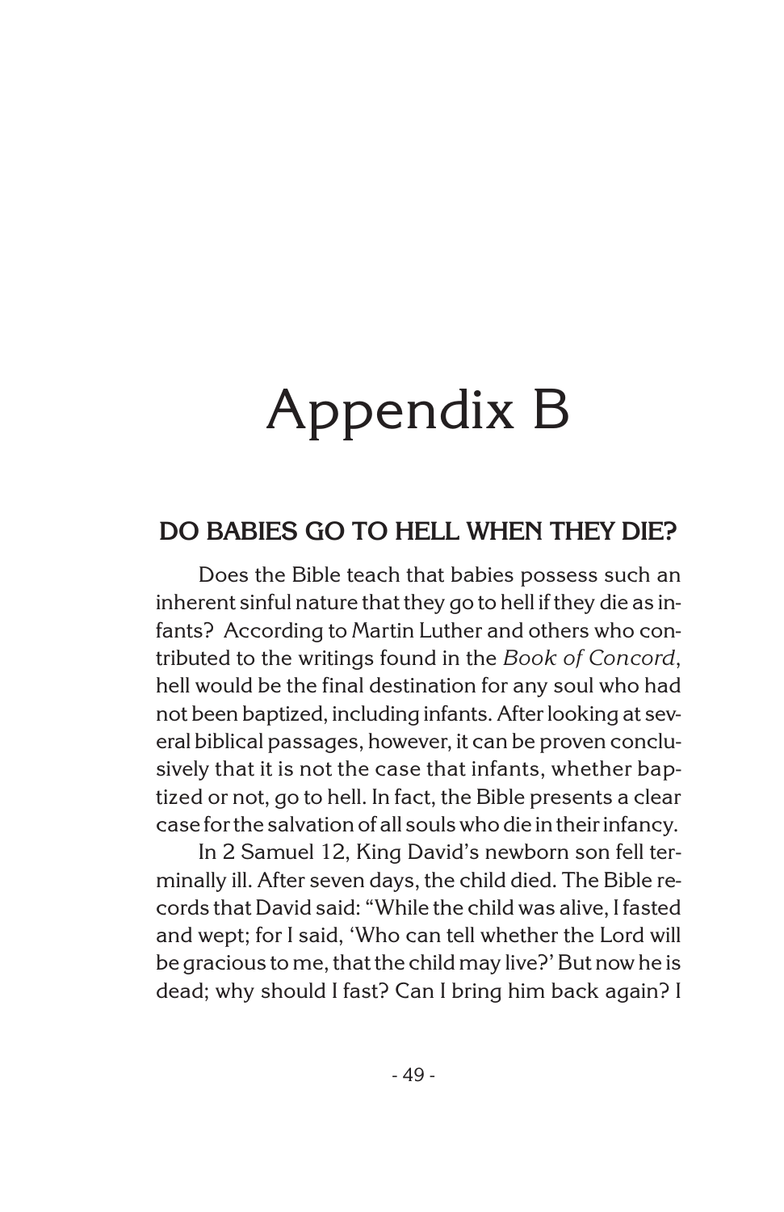# Appendix B

## DO BABIES GO TO HELL WHEN THEY DIE?

Does the Bible teach that babies possess such an inherent sinful nature that they go to hell if they die as infants? According to Martin Luther and others who contributed to the writings found in the *Book of Concord*, hell would be the final destination for any soul who had not been baptized, including infants. After looking at several biblical passages, however, it can be proven conclusively that it is not the case that infants, whether baptized or not, go to hell. In fact, the Bible presents a clear case for the salvation of all souls who die in their infancy.

In 2 Samuel 12, King David's newborn son fell terminally ill. After seven days, the child died. The Bible records that David said: "While the child was alive, I fasted and wept; for I said, 'Who can tell whether the Lord will be gracious to me, that the child may live?' But now he is dead; why should I fast? Can I bring him back again? I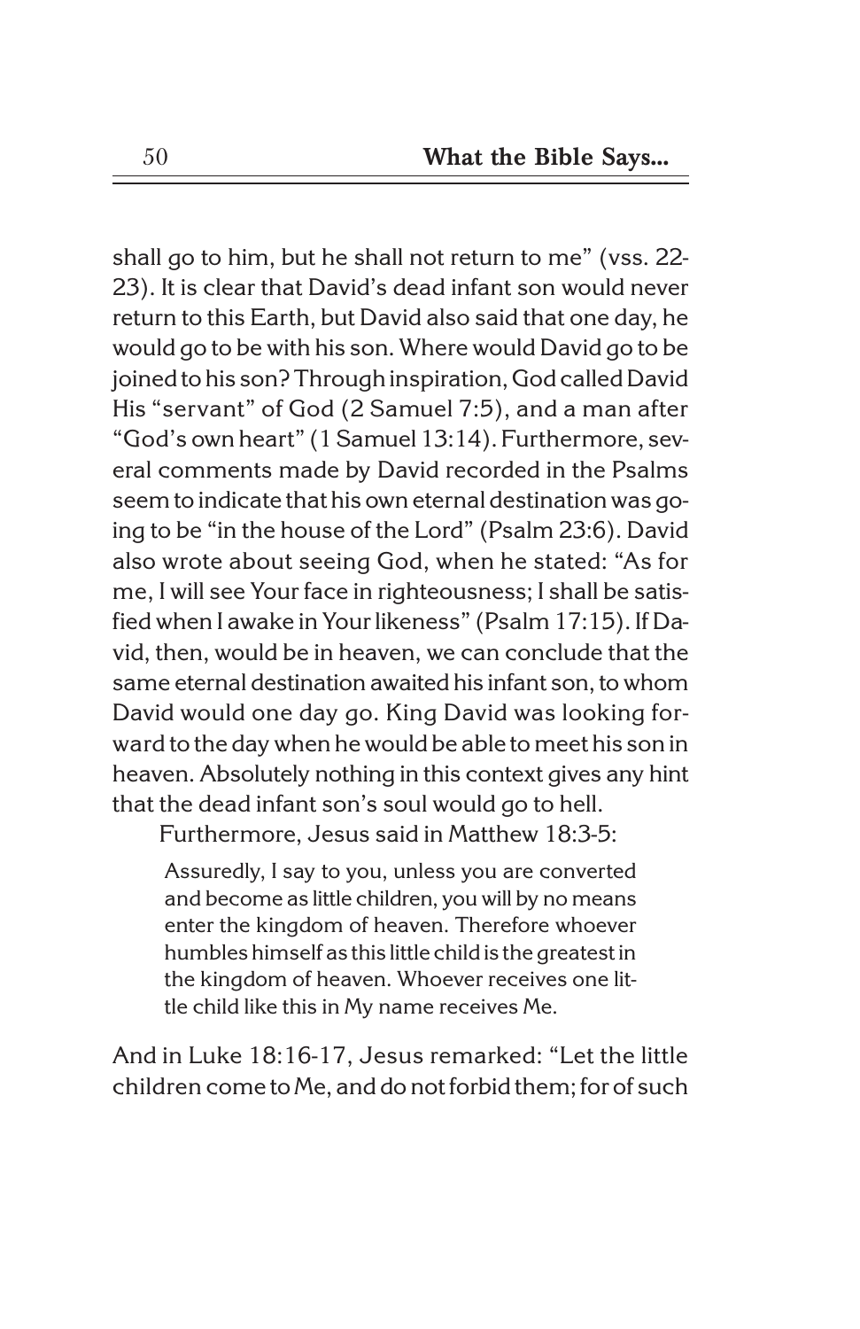shall go to him, but he shall not return to me" (vss. 22-23). It is clear that David's dead infant son would never return to this Earth, but David also said that one day, he would go to be with his son. Where would David go to be joined to his son? Through inspiration, God called David His "servant" of God (2 Samuel 7:5), and a man after "God's own heart" (1 Samuel 13:14). Furthermore, several comments made by David recorded in the Psalms seem to indicate that his own eternal destination was going to be "in the house of the Lord" (Psalm 23:6). David also wrote about seeing God, when he stated: "As for me, I will see Your face in righteousness; I shall be satisfied when I awake in Your likeness" (Psalm 17:15). If David, then, would be in heaven, we can conclude that the same eternal destination awaited his infant son, to whom David would one day go. King David was looking forward to the day when he would be able to meet his son in heaven. Absolutely nothing in this context gives any hint that the dead infant son's soul would go to hell.

Furthermore, Jesus said in Matthew 18:3-5:

> Assuredly, I say to you, unless you are converted and become as little children, you will by no means enter the kingdom of heaven. Therefore whoever humbles himself as this little child is the greatest in the kingdom of heaven. Whoever receives one little child like this in My name receives Me.

And in Luke 18:16-17, Jesus remarked: "Let the little children come to Me, and do not forbid them; for of such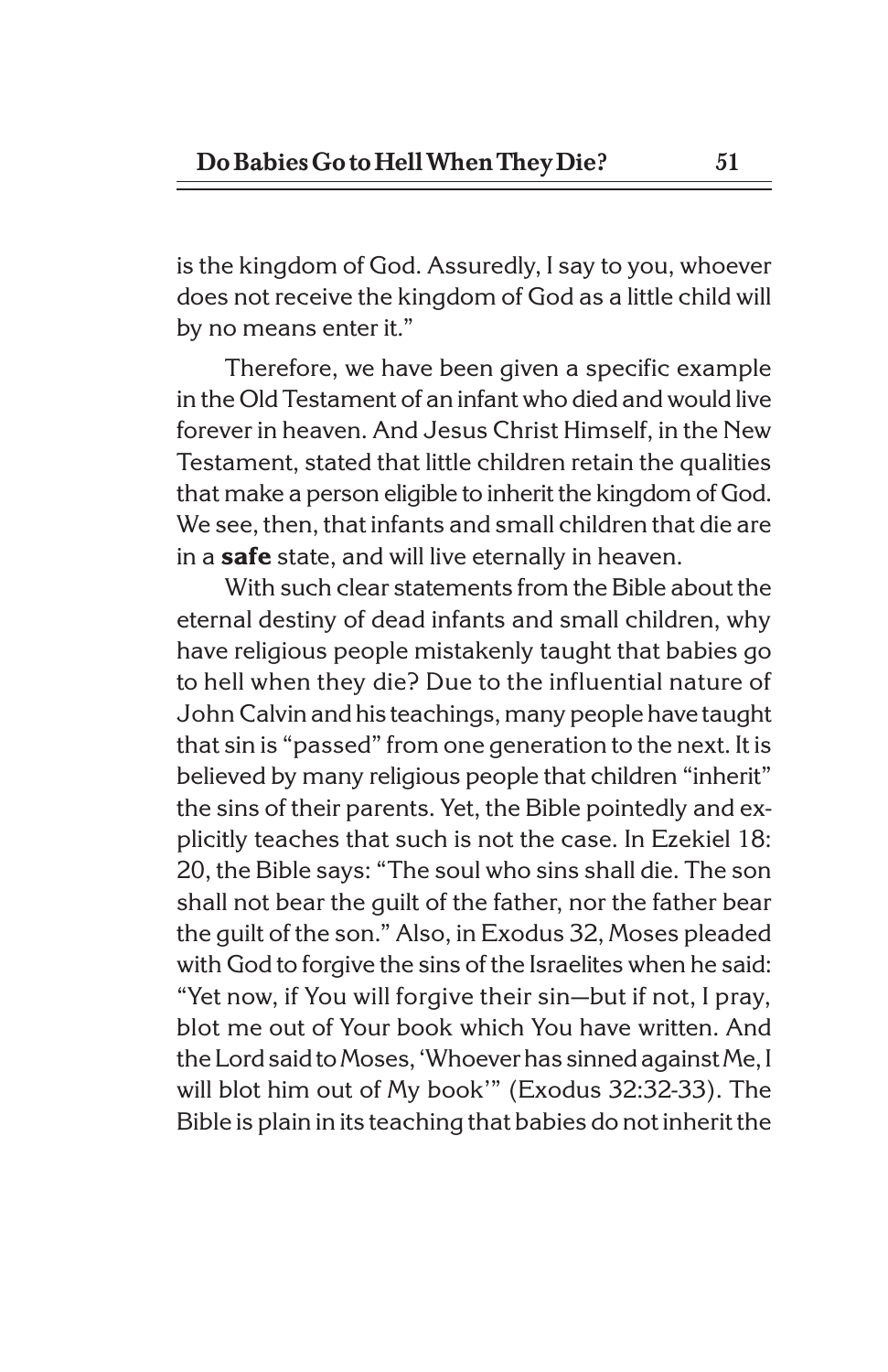is the kingdom of God. Assuredly, I say to you, whoever does not receive the kingdom of God as a little child will by no means enter it."

Therefore, we have been given a specific example in the Old Testament of an infant who died and would live forever in heaven. And Jesus Christ Himself, in the New Testament, stated that little children retain the qualities that make a person eligible to inherit the kingdom of God. We see, then, that infants and small children that die are in a **safe** state, and will live eternally in heaven.

With such clear statements from the Bible about the eternal destiny of dead infants and small children, why have religious people mistakenly taught that babies go to hell when they die? Due to the influential nature of John Calvin and his teachings, many people have taught that sin is "passed" from one generation to the next. It is believed by many religious people that children "inherit" the sins of their parents. Yet, the Bible pointedly and explicitly teaches that such is not the case. In Ezekiel 18:20, the Bible says: "The soul who sins shall die. The son shall not bear the guilt of the father, nor the father bear the guilt of the son." Also, in Exodus 32, Moses pleaded with God to forgive the sins of the Israelites when he said: "Yet now, if You will forgive their sin—but if not, I pray, blot me out of Your book which You have written. And the Lord said to Moses, 'Whoever has sinned against Me, I will blot him out of My book'" (Exodus 32:32-33). The Bible is plain in its teaching that babies do not inherit the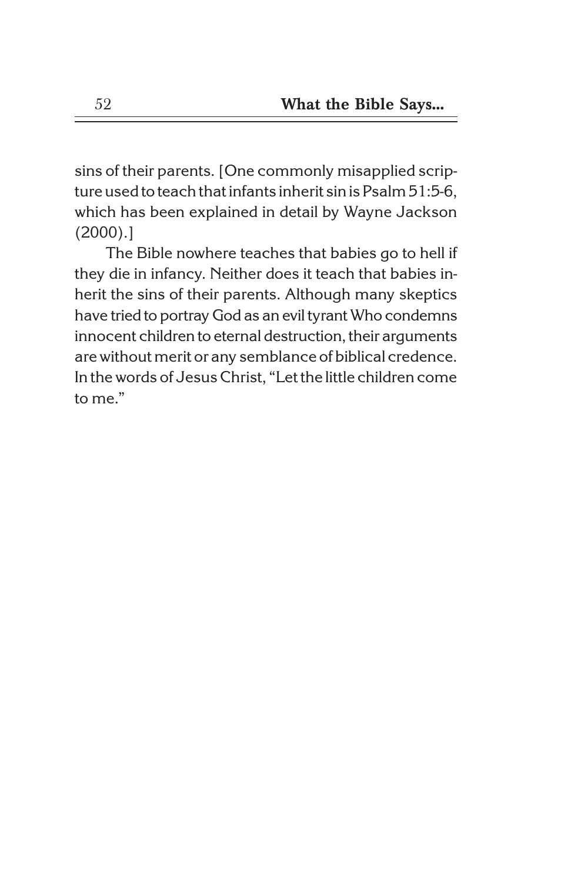sins of their parents. [One commonly misapplied scripture used to teach that infants inherit sin is Psalm 51:5-6, which has been explained in detail by Wayne Jackson (2000).]

The Bible nowhere teaches that babies go to hell if they die in infancy. Neither does it teach that babies inherit the sins of their parents. Although many skeptics have tried to portray God as an evil tyrant Who condemns innocent children to eternal destruction, their arguments are without merit or any semblance of biblical credence. In the words of Jesus Christ, "Let the little children come to me."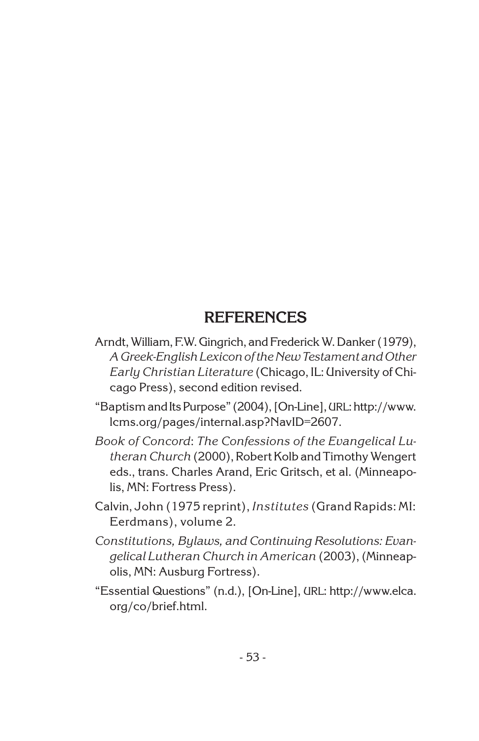## REFERENCES

Arndt, William, F.W. Gingrich, and Frederick W. Danker (1979), *A Greek-English Lexicon of the New Testament and Other Early Christian Literature* (Chicago, IL: University of Chicago Press), second edition revised.

"Baptism and Its Purpose" (2004), [On-Line], URL: http://www.lcms.org/pages/internal.asp?NavID=2607.

*Book of Concord*: *The Confessions of the Evangelical Lutheran Church* (2000), Robert Kolb and Timothy Wengert eds., trans. Charles Arand, Eric Gritsch, et al. (Minneapolis, MN: Fortress Press).

Calvin, John (1975 reprint), *Institutes* (Grand Rapids: MI: Eerdmans), volume 2.

*Constitutions, Bylaws, and Continuing Resolutions: Evangelical Lutheran Church in American* (2003), (Minneapolis, MN: Ausburg Fortress).

"Essential Questions" (n.d.), [On-Line], URL: http://www.elca.org/co/brief.html.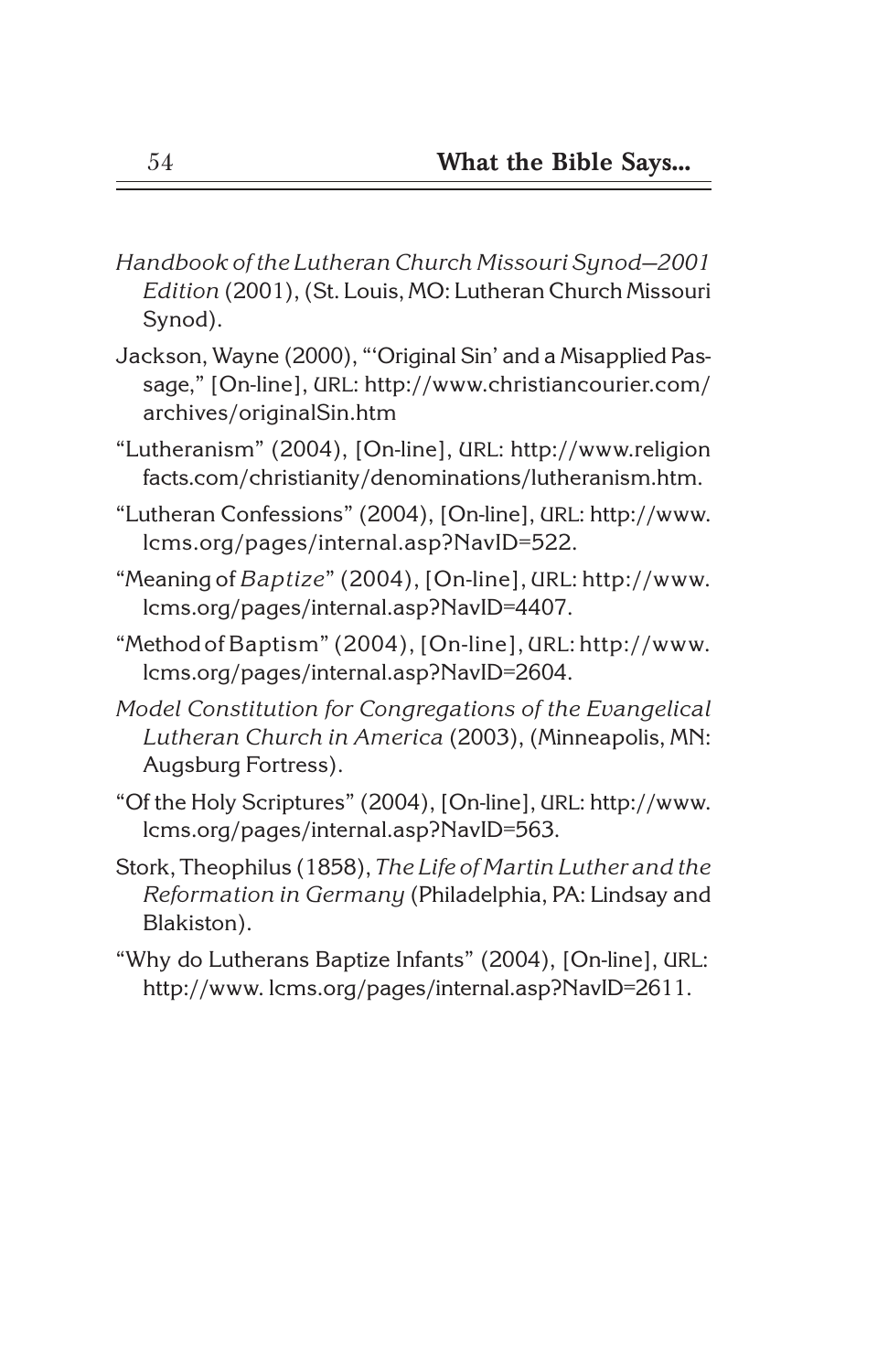*Handbook of the Lutheran Church Missouri Synod—2001 Edition* (2001), (St. Louis, MO: Lutheran Church Missouri Synod).

Jackson, Wayne (2000), "'Original Sin' and a Misapplied Passage," [On-line], URL: http://www.christiancourier.com/archives/originalSin.htm

"Lutheranism" (2004), [On-line], URL: http://www.religionfacts.com/christianity/denominations/lutheranism.htm.

"Lutheran Confessions" (2004), [On-line], URL: http://www.lcms.org/pages/internal.asp?NavID=522.

"Meaning of *Baptize*" (2004), [On-line], URL: http://www.lcms.org/pages/internal.asp?NavID=4407.

"Method of Baptism" (2004), [On-line], URL: http://www.lcms.org/pages/internal.asp?NavID=2604.

*Model Constitution for Congregations of the Evangelical Lutheran Church in America* (2003), (Minneapolis, MN: Augsburg Fortress).

"Of the Holy Scriptures" (2004), [On-line], URL: http://www.lcms.org/pages/internal.asp?NavID=563.

Stork, Theophilus (1858), *The Life of Martin Luther and the Reformation in Germany* (Philadelphia, PA: Lindsay and Blakiston).

"Why do Lutherans Baptize Infants" (2004), [On-line], URL: http://www. lcms.org/pages/internal.asp?NavID=2611.